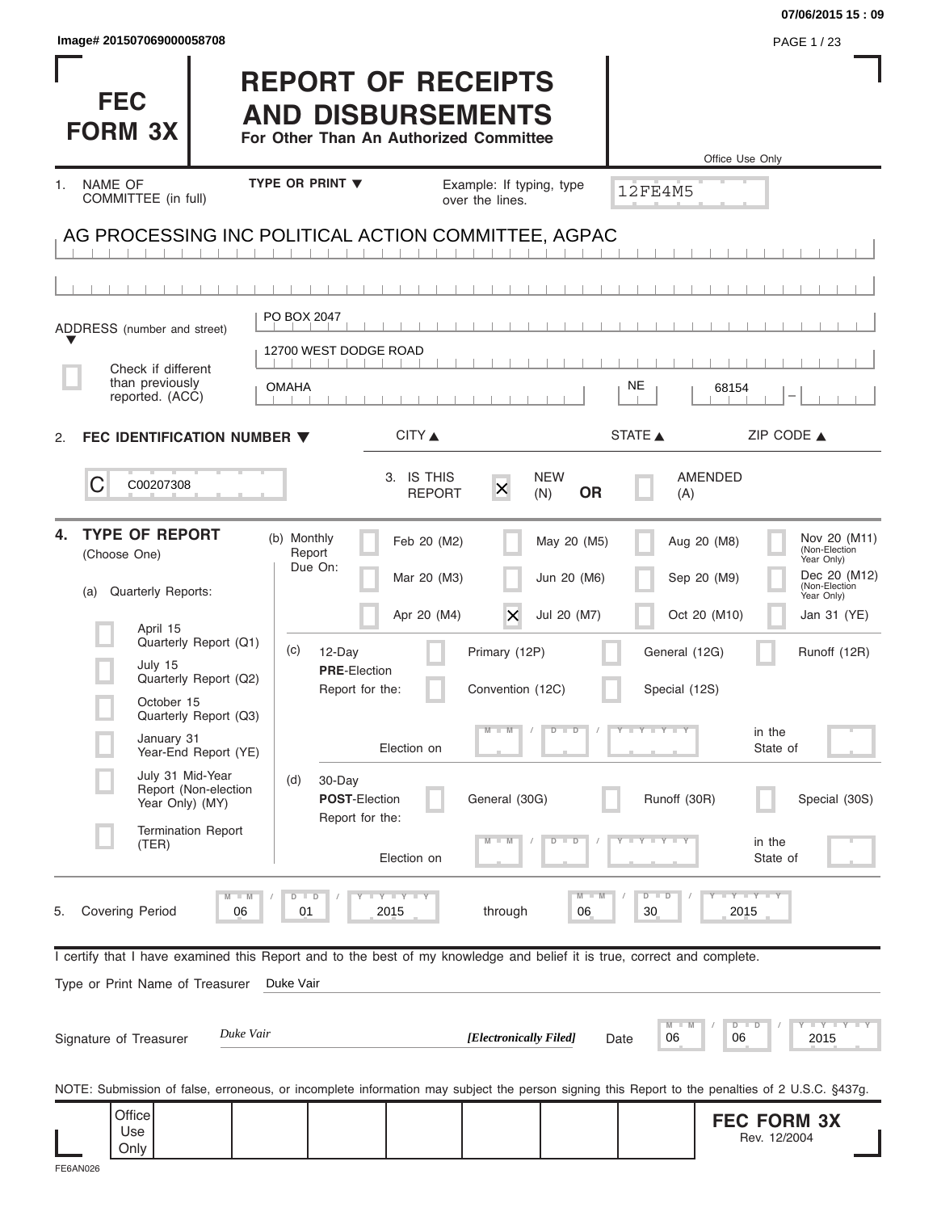Image# 201507069000058708

07/06/2015 15 : 09

# FEC FORM 3X

# REPORT OF RECEIPTS AND DISBURSEMENTS

**For Other Than An Authorized Committee**

Office Use Only: 12FE4M5

1. NAME OF COMMITTEE (in full) — TYPE OR PRINT ▼ — Example: If typing, type over the lines.

AG PROCESSING INC POLITICAL ACTION COMMITTEE, AGPAC

ADDRESS (number and street): PO BOX 2047

12700 WEST DODGE ROAD

☐ Check if different than previously reported. (ACC)

| CITY ▲ | STATE ▲ | ZIP CODE ▲ |
|---|---|---|
| OMAHA | NE | 68154 |

2. **FEC IDENTIFICATION NUMBER ▼**

C00207308

3. IS THIS REPORT: ☒ NEW (N) **OR** ☐ AMENDED (A)

4. **TYPE OF REPORT** (Choose One)

(a) Quarterly Reports:

- ☐ April 15 Quarterly Report (Q1)
- ☐ July 15 Quarterly Report (Q2)
- ☐ October 15 Quarterly Report (Q3)
- ☐ January 31 Year-End Report (YE)
- ☐ July 31 Mid-Year Report (Non-election Year Only) (MY)
- ☐ Termination Report (TER)

(b) Monthly Report Due On:

- ☐ Feb 20 (M2)
- ☐ Mar 20 (M3)
- ☐ Apr 20 (M4)
- ☐ May 20 (M5)
- ☐ Jun 20 (M6)
- ☒ Jul 20 (M7)
- ☐ Aug 20 (M8)
- ☐ Sep 20 (M9)
- ☐ Oct 20 (M10)
- ☐ Nov 20 (M11) (Non-Election Year Only)
- ☐ Dec 20 (M12) (Non-Election Year Only)
- ☐ Jan 31 (YE)

(c) 12-Day **PRE**-Election Report for the:

- ☐ Primary (12P)
- ☐ General (12G)
- ☐ Runoff (12R)
- ☐ Convention (12C)
- ☐ Special (12S)

Election on MM / DD / YYYY in the State of ____

(d) 30-Day **POST**-Election Report for the:

- ☐ General (30G)
- ☐ Runoff (30R)
- ☐ Special (30S)

Election on MM / DD / YYYY in the State of ____

5. Covering Period 06 / 01 / 2015 through 06 / 30 / 2015

I certify that I have examined this Report and to the best of my knowledge and belief it is true, correct and complete.

Type or Print Name of Treasurer: Duke Vair

Signature of Treasurer: *Duke Vair* — ***[Electronically Filed]*** — Date: 06 / 06 / 2015

NOTE: Submission of false, erroneous, or incomplete information may subject the person signing this Report to the penalties of 2 U.S.C. §437g.

Office Use Only

**FEC FORM 3X** Rev. 12/2004

FE6AN026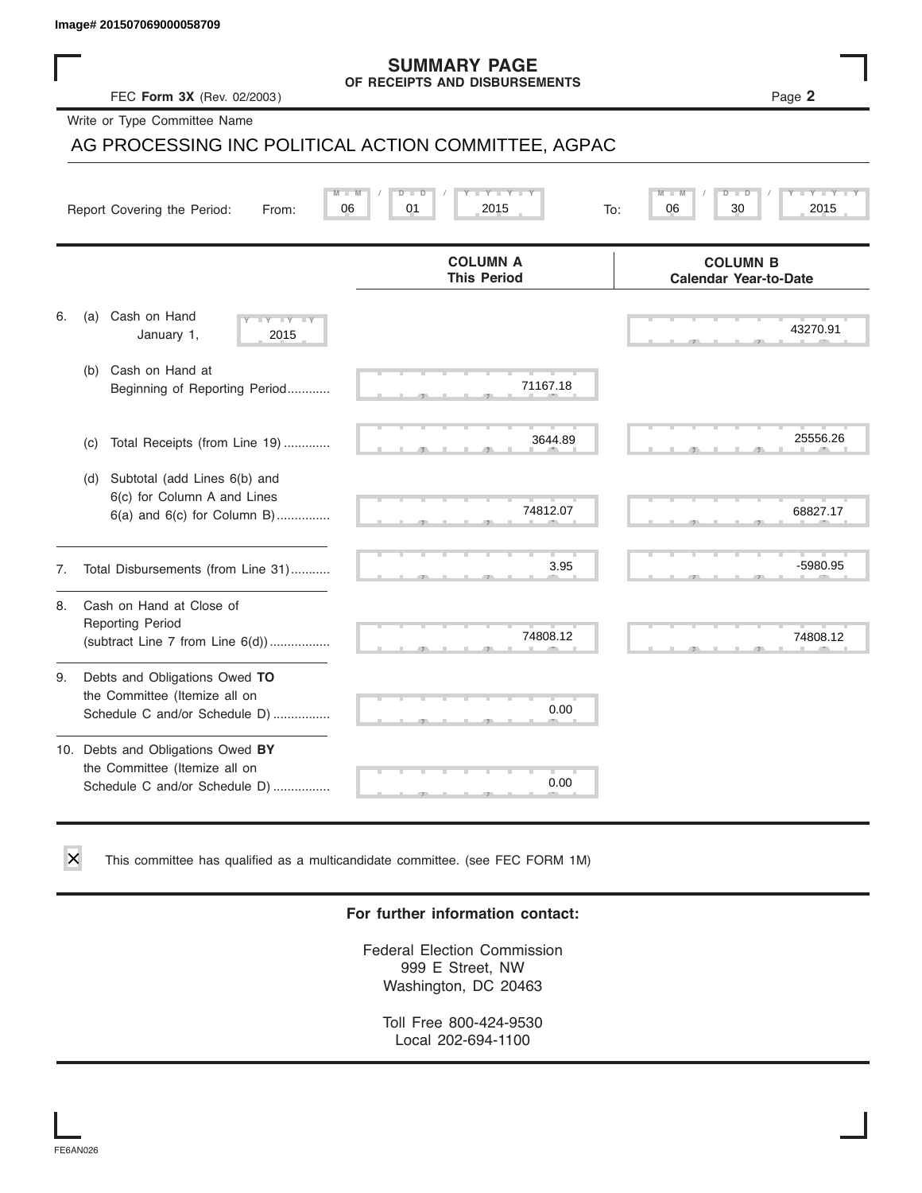Image# 201507069000058709

# SUMMARY PAGE
## OF RECEIPTS AND DISBURSEMENTS

FEC **Form 3X** (Rev. 02/2003)

Page **2**

Write or Type Committee Name

AG PROCESSING INC POLITICAL ACTION COMMITTEE, AGPAC

Report Covering the Period: From: 06 / 01 / 2015 To: 06 / 30 / 2015

| | COLUMN A This Period | COLUMN B Calendar Year-to-Date |
|---|---|---|
| 6. (a) Cash on Hand January 1, 2015 | | 43270.91 |
| (b) Cash on Hand at Beginning of Reporting Period | 71167.18 | |
| (c) Total Receipts (from Line 19) | 3644.89 | 25556.26 |
| (d) Subtotal (add Lines 6(b) and 6(c) for Column A and Lines 6(a) and 6(c) for Column B) | 74812.07 | 68827.17 |
| 7. Total Disbursements (from Line 31) | 3.95 | -5980.95 |
| 8. Cash on Hand at Close of Reporting Period (subtract Line 7 from Line 6(d)) | 74808.12 | 74808.12 |
| 9. Debts and Obligations Owed **TO** the Committee (Itemize all on Schedule C and/or Schedule D) | 0.00 | |
| 10. Debts and Obligations Owed **BY** the Committee (Itemize all on Schedule C and/or Schedule D) | 0.00 | |

☒ This committee has qualified as a multicandidate committee. (see FEC FORM 1M)

**For further information contact:**

Federal Election Commission
999 E Street, NW
Washington, DC 20463

Toll Free 800-424-9530
Local 202-694-1100

FE6AN026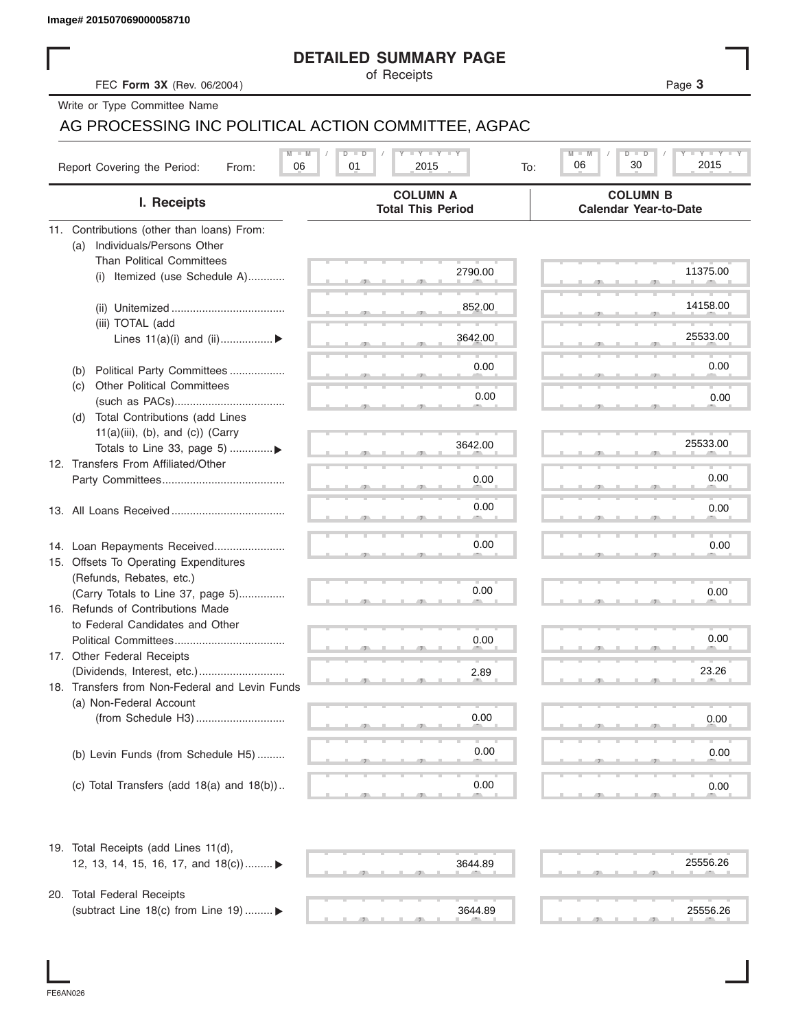Image# 201507069000058710

# DETAILED SUMMARY PAGE

of Receipts

FEC **Form 3X** (Rev. 06/2004)

Write or Type Committee Name

AG PROCESSING INC POLITICAL ACTION COMMITTEE, AGPAC

Report Covering the Period: From: 06 / 01 / 2015 To: 06 / 30 / 2015

| I. Receipts | COLUMN A Total This Period | COLUMN B Calendar Year-to-Date |
|---|---|---|
| 11. Contributions (other than loans) From: | | |
| (a) Individuals/Persons Other Than Political Committees (i) Itemized (use Schedule A) | 2790.00 | 11375.00 |
| (ii) Unitemized | 852.00 | 14158.00 |
| (iii) TOTAL (add Lines 11(a)(i) and (ii)) ▶ | 3642.00 | 25533.00 |
| (b) Political Party Committees | 0.00 | 0.00 |
| (c) Other Political Committees (such as PACs) | 0.00 | 0.00 |
| (d) Total Contributions (add Lines 11(a)(iii), (b), and (c)) (Carry Totals to Line 33, page 5) ▶ | 3642.00 | 25533.00 |
| 12. Transfers From Affiliated/Other Party Committees | 0.00 | 0.00 |
| 13. All Loans Received | 0.00 | 0.00 |
| 14. Loan Repayments Received | 0.00 | 0.00 |
| 15. Offsets To Operating Expenditures (Refunds, Rebates, etc.) (Carry Totals to Line 37, page 5) | 0.00 | 0.00 |
| 16. Refunds of Contributions Made to Federal Candidates and Other Political Committees | 0.00 | 0.00 |
| 17. Other Federal Receipts (Dividends, Interest, etc.) | 2.89 | 23.26 |
| 18. Transfers from Non-Federal and Levin Funds | | |
| (a) Non-Federal Account (from Schedule H3) | 0.00 | 0.00 |
| (b) Levin Funds (from Schedule H5) | 0.00 | 0.00 |
| (c) Total Transfers (add 18(a) and 18(b)) | 0.00 | 0.00 |
| 19. Total Receipts (add Lines 11(d), 12, 13, 14, 15, 16, 17, and 18(c)) ▶ | 3644.89 | 25556.26 |
| 20. Total Federal Receipts (subtract Line 18(c) from Line 19) ▶ | 3644.89 | 25556.26 |

FE6AN026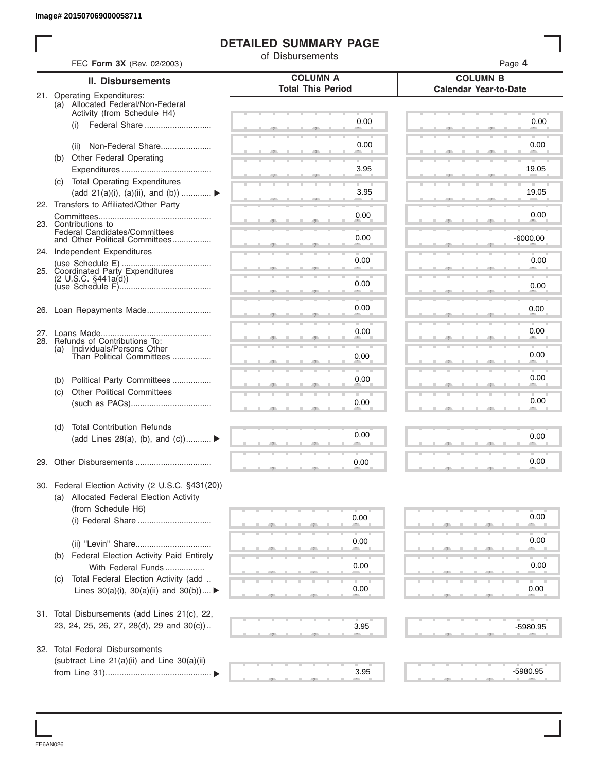Image# 201507069000058711

# DETAILED SUMMARY PAGE

of Disbursements

FEC **Form 3X** (Rev. 02/2003)

| II. Disbursements | COLUMN A Total This Period | COLUMN B Calendar Year-to-Date |
|---|---|---|
| 21. Operating Expenditures: | | |
| (a) Allocated Federal/Non-Federal Activity (from Schedule H4) | | |
| (i) Federal Share | 0.00 | 0.00 |
| (ii) Non-Federal Share | 0.00 | 0.00 |
| (b) Other Federal Operating Expenditures | 3.95 | 19.05 |
| (c) Total Operating Expenditures (add 21(a)(i), (a)(ii), and (b)) ▶ | 3.95 | 19.05 |
| 22. Transfers to Affiliated/Other Party Committees | 0.00 | 0.00 |
| 23. Contributions to Federal Candidates/Committees and Other Political Committees | 0.00 | -6000.00 |
| 24. Independent Expenditures (use Schedule E) | 0.00 | 0.00 |
| 25. Coordinated Party Expenditures (2 U.S.C. §441a(d)) (use Schedule F) | 0.00 | 0.00 |
| 26. Loan Repayments Made | 0.00 | 0.00 |
| 27. Loans Made | 0.00 | 0.00 |
| 28. Refunds of Contributions To: | | |
| (a) Individuals/Persons Other Than Political Committees | 0.00 | 0.00 |
| (b) Political Party Committees | 0.00 | 0.00 |
| (c) Other Political Committees (such as PACs) | 0.00 | 0.00 |
| (d) Total Contribution Refunds (add Lines 28(a), (b), and (c)) ▶ | 0.00 | 0.00 |
| 29. Other Disbursements | 0.00 | 0.00 |
| 30. Federal Election Activity (2 U.S.C. §431(20)) | | |
| (a) Allocated Federal Election Activity (from Schedule H6) | | |
| (i) Federal Share | 0.00 | 0.00 |
| (ii) "Levin" Share | 0.00 | 0.00 |
| (b) Federal Election Activity Paid Entirely With Federal Funds | 0.00 | 0.00 |
| (c) Total Federal Election Activity (add .. Lines 30(a)(i), 30(a)(ii) and 30(b)) ▶ | 0.00 | 0.00 |
| 31. Total Disbursements (add Lines 21(c), 22, 23, 24, 25, 26, 27, 28(d), 29 and 30(c)) | 3.95 | -5980.95 |
| 32. Total Federal Disbursements (subtract Line 21(a)(ii) and Line 30(a)(ii) from Line 31) ▶ | 3.95 | -5980.95 |

FE6AN026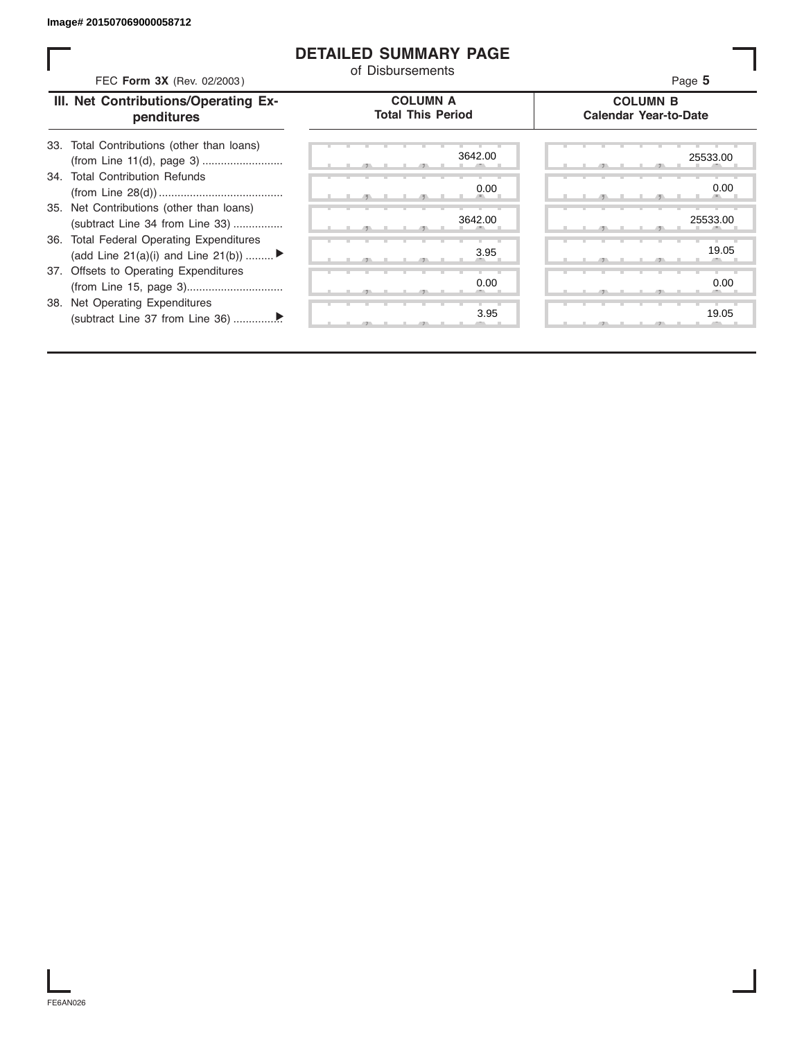Image# 201507069000058712

# DETAILED SUMMARY PAGE

of Disbursements

FEC **Form 3X** (Rev. 02/2003)

| III. Net Contributions/Operating Expenditures | COLUMN A Total This Period | COLUMN B Calendar Year-to-Date |
|---|---|---|
| 33. Total Contributions (other than loans) (from Line 11(d), page 3) | 3642.00 | 25533.00 |
| 34. Total Contribution Refunds (from Line 28(d)) | 0.00 | 0.00 |
| 35. Net Contributions (other than loans) (subtract Line 34 from Line 33) | 3642.00 | 25533.00 |
| 36. Total Federal Operating Expenditures (add Line 21(a)(i) and Line 21(b)) ▶ | 3.95 | 19.05 |
| 37. Offsets to Operating Expenditures (from Line 15, page 3) | 0.00 | 0.00 |
| 38. Net Operating Expenditures (subtract Line 37 from Line 36) ▶ | 3.95 | 19.05 |

FE6AN026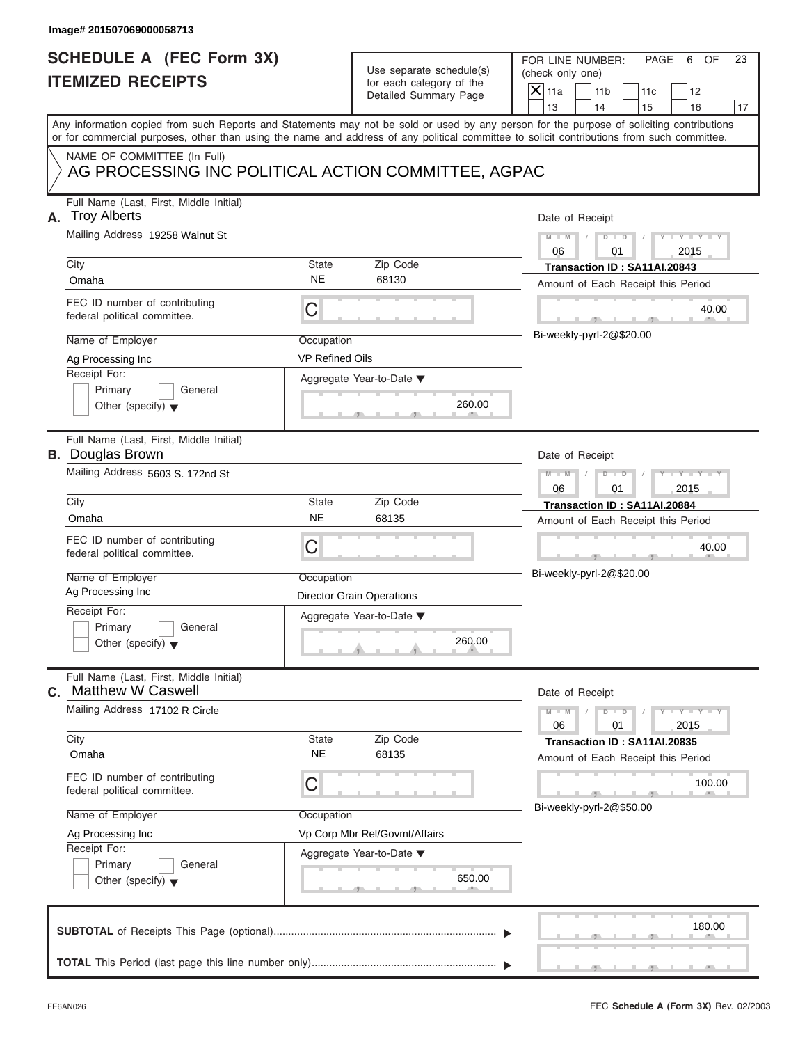Image# 201507069000058713

# SCHEDULE A (FEC Form 3X) ITEMIZED RECEIPTS

Use separate schedule(s) for each category of the Detailed Summary Page

FOR LINE NUMBER: (check only one)

- [X] 11a
- [ ] 11b
- [ ] 11c
- [ ] 12
- [ ] 13
- [ ] 14
- [ ] 15
- [ ] 16
- [ ] 17

PAGE 6 OF 23

Any information copied from such Reports and Statements may not be sold or used by any person for the purpose of soliciting contributions or for commercial purposes, other than using the name and address of any political committee to solicit contributions from such committee.

NAME OF COMMITTEE (In Full)
AG PROCESSING INC POLITICAL ACTION COMMITTEE, AGPAC

---

**A.** Full Name (Last, First, Middle Initial): Troy Alberts

Mailing Address: 19258 Walnut St

City: Omaha | State: NE | Zip Code: 68130

FEC ID number of contributing federal political committee: C

Name of Employer: Ag Processing Inc

Occupation: VP Refined Oils

Receipt For: Primary / General / Other (specify)

Date of Receipt: 06 / 01 / 2015

Transaction ID : SA11AI.20843

Amount of Each Receipt this Period: 40.00

Bi-weekly-pyrl-2@$20.00

Aggregate Year-to-Date: 260.00

---

**B.** Full Name (Last, First, Middle Initial): Douglas Brown

Mailing Address: 5603 S. 172nd St

City: Omaha | State: NE | Zip Code: 68135

FEC ID number of contributing federal political committee: C

Name of Employer: Ag Processing Inc

Occupation: Director Grain Operations

Receipt For: Primary / General / Other (specify)

Date of Receipt: 06 / 01 / 2015

Transaction ID : SA11AI.20884

Amount of Each Receipt this Period: 40.00

Bi-weekly-pyrl-2@$20.00

Aggregate Year-to-Date: 260.00

---

**C.** Full Name (Last, First, Middle Initial): Matthew W Caswell

Mailing Address: 17102 R Circle

City: Omaha | State: NE | Zip Code: 68135

FEC ID number of contributing federal political committee: C

Name of Employer: Ag Processing Inc

Occupation: Vp Corp Mbr Rel/Govmt/Affairs

Receipt For: Primary / General / Other (specify)

Date of Receipt: 06 / 01 / 2015

Transaction ID : SA11AI.20835

Amount of Each Receipt this Period: 100.00

Bi-weekly-pyrl-2@$50.00

Aggregate Year-to-Date: 650.00

---

**SUBTOTAL** of Receipts This Page (optional): 180.00

**TOTAL** This Period (last page this line number only):

FE6AN026 — FEC Schedule A (Form 3X) Rev. 02/2003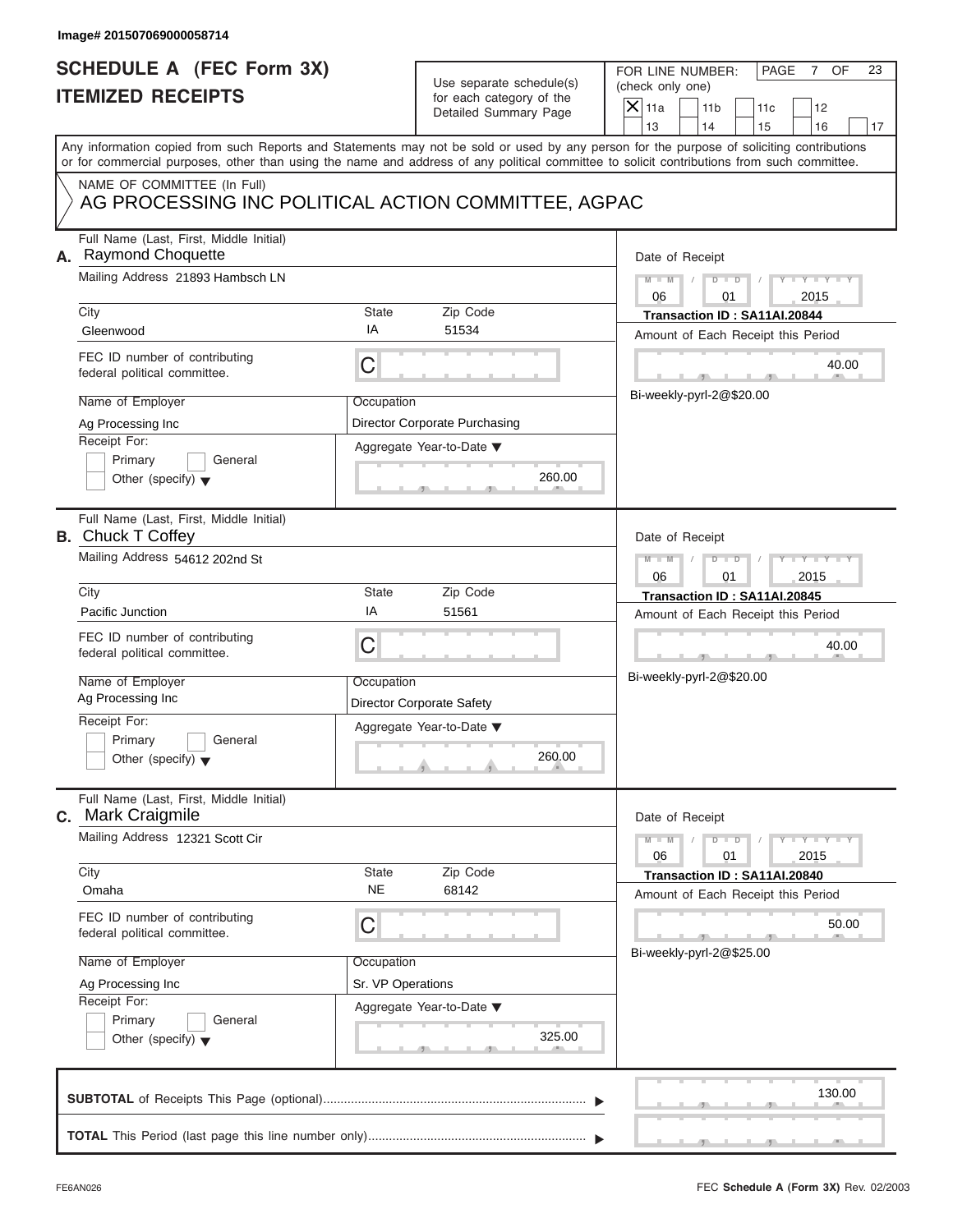Image# 201507069000058714

# SCHEDULE A (FEC Form 3X)
## ITEMIZED RECEIPTS

Use separate schedule(s) for each category of the Detailed Summary Page

FOR LINE NUMBER: (check only one)

- [X] 11a
- [ ] 11b
- [ ] 11c
- [ ] 12
- [ ] 13
- [ ] 14
- [ ] 15
- [ ] 16
- [ ] 17

PAGE 7 OF 23

Any information copied from such Reports and Statements may not be sold or used by any person for the purpose of soliciting contributions or for commercial purposes, other than using the name and address of any political committee to solicit contributions from such committee.

NAME OF COMMITTEE (In Full)
AG PROCESSING INC POLITICAL ACTION COMMITTEE, AGPAC

---

**A.** Full Name (Last, First, Middle Initial): Raymond Choquette

Mailing Address: 21893 Hambsch LN

City: Gleenwood | State: IA | Zip Code: 51534

FEC ID number of contributing federal political committee: C

Name of Employer: Ag Processing Inc

Occupation: Director Corporate Purchasing

Receipt For: Primary / General / Other (specify)

Aggregate Year-to-Date: 260.00

Date of Receipt: 06 / 01 / 2015

Transaction ID : SA11AI.20844

Amount of Each Receipt this Period: 40.00

Bi-weekly-pyrl-2@$20.00

---

**B.** Full Name (Last, First, Middle Initial): Chuck T Coffey

Mailing Address: 54612 202nd St

City: Pacific Junction | State: IA | Zip Code: 51561

FEC ID number of contributing federal political committee: C

Name of Employer: Ag Processing Inc

Occupation: Director Corporate Safety

Receipt For: Primary / General / Other (specify)

Aggregate Year-to-Date: 260.00

Date of Receipt: 06 / 01 / 2015

Transaction ID : SA11AI.20845

Amount of Each Receipt this Period: 40.00

Bi-weekly-pyrl-2@$20.00

---

**C.** Full Name (Last, First, Middle Initial): Mark Craigmile

Mailing Address: 12321 Scott Cir

City: Omaha | State: NE | Zip Code: 68142

FEC ID number of contributing federal political committee: C

Name of Employer: Ag Processing Inc

Occupation: Sr. VP Operations

Receipt For: Primary / General / Other (specify)

Aggregate Year-to-Date: 325.00

Date of Receipt: 06 / 01 / 2015

Transaction ID : SA11AI.20840

Amount of Each Receipt this Period: 50.00

Bi-weekly-pyrl-2@$25.00

---

**SUBTOTAL** of Receipts This Page (optional): 130.00

**TOTAL** This Period (last page this line number only):

FE6AN026 — FEC **Schedule A** (Form 3X) Rev. 02/2003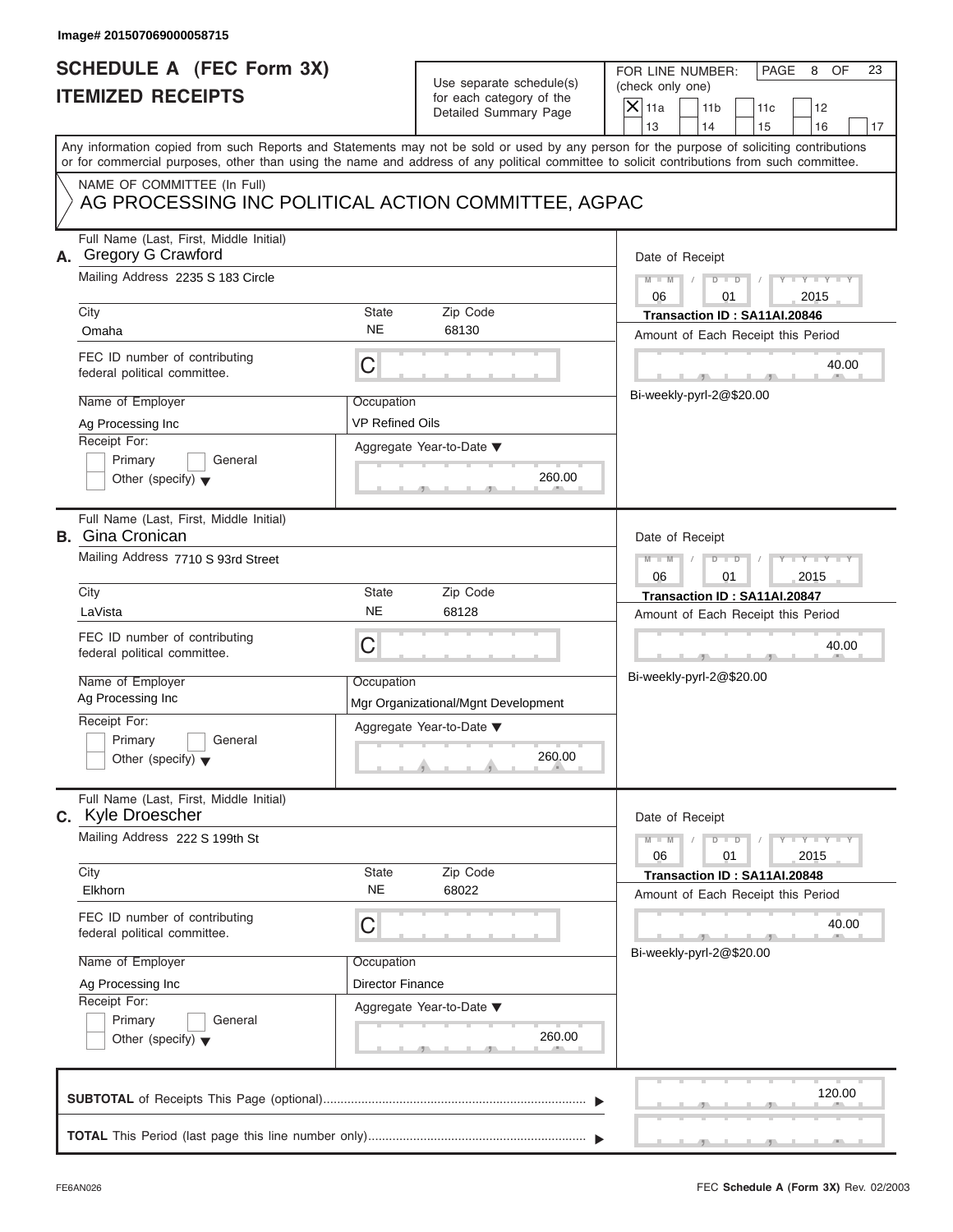Image# 201507069000058715

# SCHEDULE A (FEC Form 3X)
# ITEMIZED RECEIPTS

Use separate schedule(s) for each category of the Detailed Summary Page

FOR LINE NUMBER: (check only one)

- [X] 11a
- [ ] 11b
- [ ] 11c
- [ ] 12
- [ ] 13
- [ ] 14
- [ ] 15
- [ ] 16
- [ ] 17

PAGE 8 OF 23

Any information copied from such Reports and Statements may not be sold or used by any person for the purpose of soliciting contributions or for commercial purposes, other than using the name and address of any political committee to solicit contributions from such committee.

NAME OF COMMITTEE (In Full)
AG PROCESSING INC POLITICAL ACTION COMMITTEE, AGPAC

## A.

Full Name (Last, First, Middle Initial): Gregory G Crawford

Mailing Address: 2235 S 183 Circle

City: Omaha | State: NE | Zip Code: 68130

FEC ID number of contributing federal political committee: C

Name of Employer: Ag Processing Inc

Occupation: VP Refined Oils

Receipt For: Primary / General / Other (specify)

Aggregate Year-to-Date: 260.00

Date of Receipt: 06 / 01 / 2015

Transaction ID : SA11AI.20846

Amount of Each Receipt this Period: 40.00

Bi-weekly-pyrl-2@$20.00

## B.

Full Name (Last, First, Middle Initial): Gina Cronican

Mailing Address: 7710 S 93rd Street

City: LaVista | State: NE | Zip Code: 68128

FEC ID number of contributing federal political committee: C

Name of Employer: Ag Processing Inc

Occupation: Mgr Organizational/Mgnt Development

Receipt For: Primary / General / Other (specify)

Aggregate Year-to-Date: 260.00

Date of Receipt: 06 / 01 / 2015

Transaction ID : SA11AI.20847

Amount of Each Receipt this Period: 40.00

Bi-weekly-pyrl-2@$20.00

## C.

Full Name (Last, First, Middle Initial): Kyle Droescher

Mailing Address: 222 S 199th St

City: Elkhorn | State: NE | Zip Code: 68022

FEC ID number of contributing federal political committee: C

Name of Employer: Ag Processing Inc

Occupation: Director Finance

Receipt For: Primary / General / Other (specify)

Aggregate Year-to-Date: 260.00

Date of Receipt: 06 / 01 / 2015

Transaction ID : SA11AI.20848

Amount of Each Receipt this Period: 40.00

Bi-weekly-pyrl-2@$20.00

**SUBTOTAL** of Receipts This Page (optional): 120.00

**TOTAL** This Period (last page this line number only):

FE6AN026

FEC **Schedule A** (Form 3X) Rev. 02/2003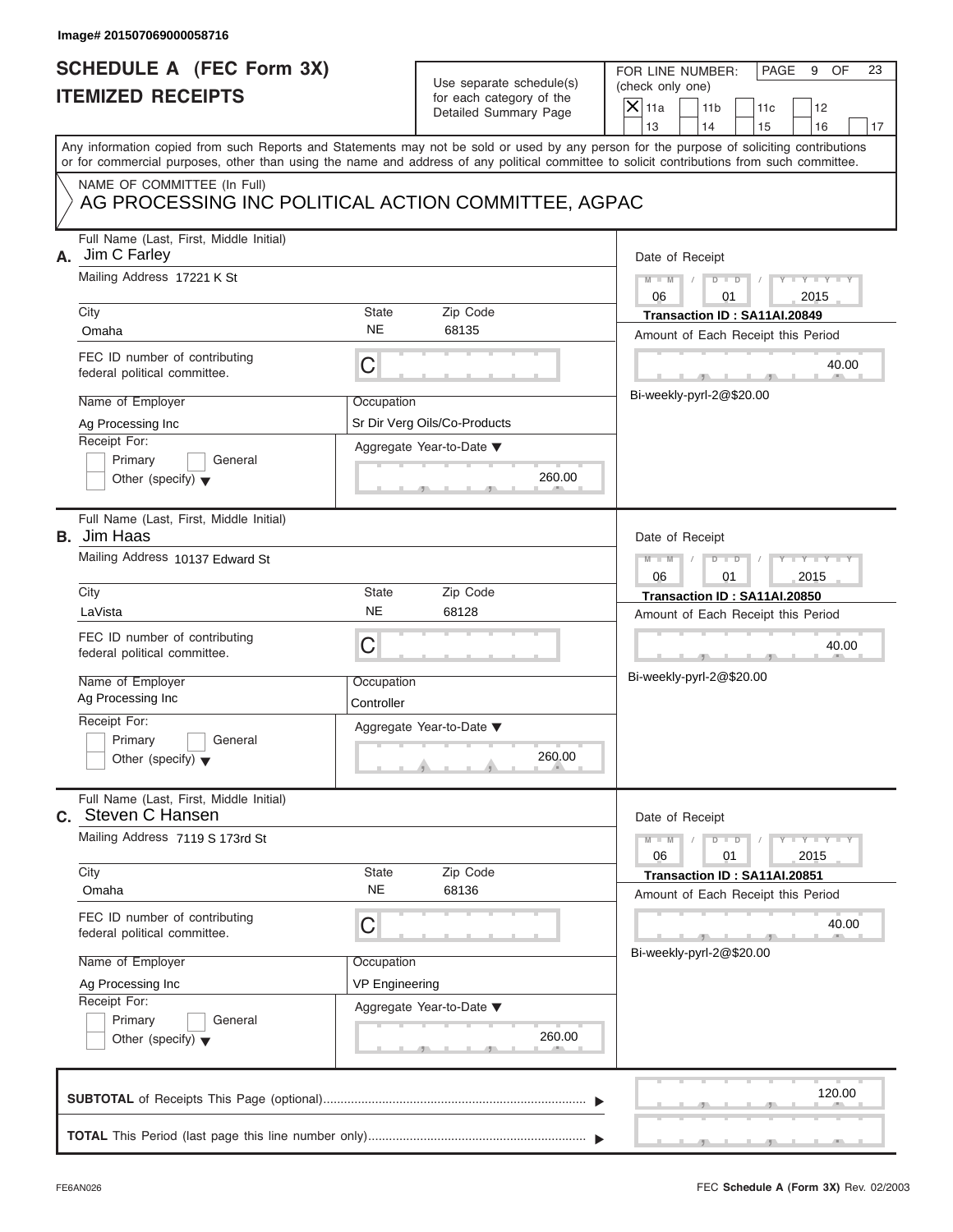Image# 201507069000058716

# SCHEDULE A (FEC Form 3X)
# ITEMIZED RECEIPTS

Use separate schedule(s) for each category of the Detailed Summary Page

FOR LINE NUMBER: (check only one)

- [X] 11a
- [ ] 11b
- [ ] 11c
- [ ] 12
- [ ] 13
- [ ] 14
- [ ] 15
- [ ] 16
- [ ] 17

PAGE 9 OF 23

Any information copied from such Reports and Statements may not be sold or used by any person for the purpose of soliciting contributions or for commercial purposes, other than using the name and address of any political committee to solicit contributions from such committee.

NAME OF COMMITTEE (In Full)
AG PROCESSING INC POLITICAL ACTION COMMITTEE, AGPAC

---

**A.** Full Name (Last, First, Middle Initial): Jim C Farley

Mailing Address: 17221 K St

City: Omaha | State: NE | Zip Code: 68135

FEC ID number of contributing federal political committee: C

Name of Employer: Ag Processing Inc

Occupation: Sr Dir Verg Oils/Co-Products

Receipt For: Primary / General / Other (specify)

Aggregate Year-to-Date: 260.00

Date of Receipt: 06 / 01 / 2015

Transaction ID : SA11AI.20849

Amount of Each Receipt this Period: 40.00

Bi-weekly-pyrl-2@$20.00

---

**B.** Full Name (Last, First, Middle Initial): Jim Haas

Mailing Address: 10137 Edward St

City: LaVista | State: NE | Zip Code: 68128

FEC ID number of contributing federal political committee: C

Name of Employer: Ag Processing Inc

Occupation: Controller

Receipt For: Primary / General / Other (specify)

Aggregate Year-to-Date: 260.00

Date of Receipt: 06 / 01 / 2015

Transaction ID : SA11AI.20850

Amount of Each Receipt this Period: 40.00

Bi-weekly-pyrl-2@$20.00

---

**C.** Full Name (Last, First, Middle Initial): Steven C Hansen

Mailing Address: 7119 S 173rd St

City: Omaha | State: NE | Zip Code: 68136

FEC ID number of contributing federal political committee: C

Name of Employer: Ag Processing Inc

Occupation: VP Engineering

Receipt For: Primary / General / Other (specify)

Aggregate Year-to-Date: 260.00

Date of Receipt: 06 / 01 / 2015

Transaction ID : SA11AI.20851

Amount of Each Receipt this Period: 40.00

Bi-weekly-pyrl-2@$20.00

---

**SUBTOTAL** of Receipts This Page (optional): 120.00

**TOTAL** This Period (last page this line number only):

FE6AN026 | FEC **Schedule A** (Form 3X) Rev. 02/2003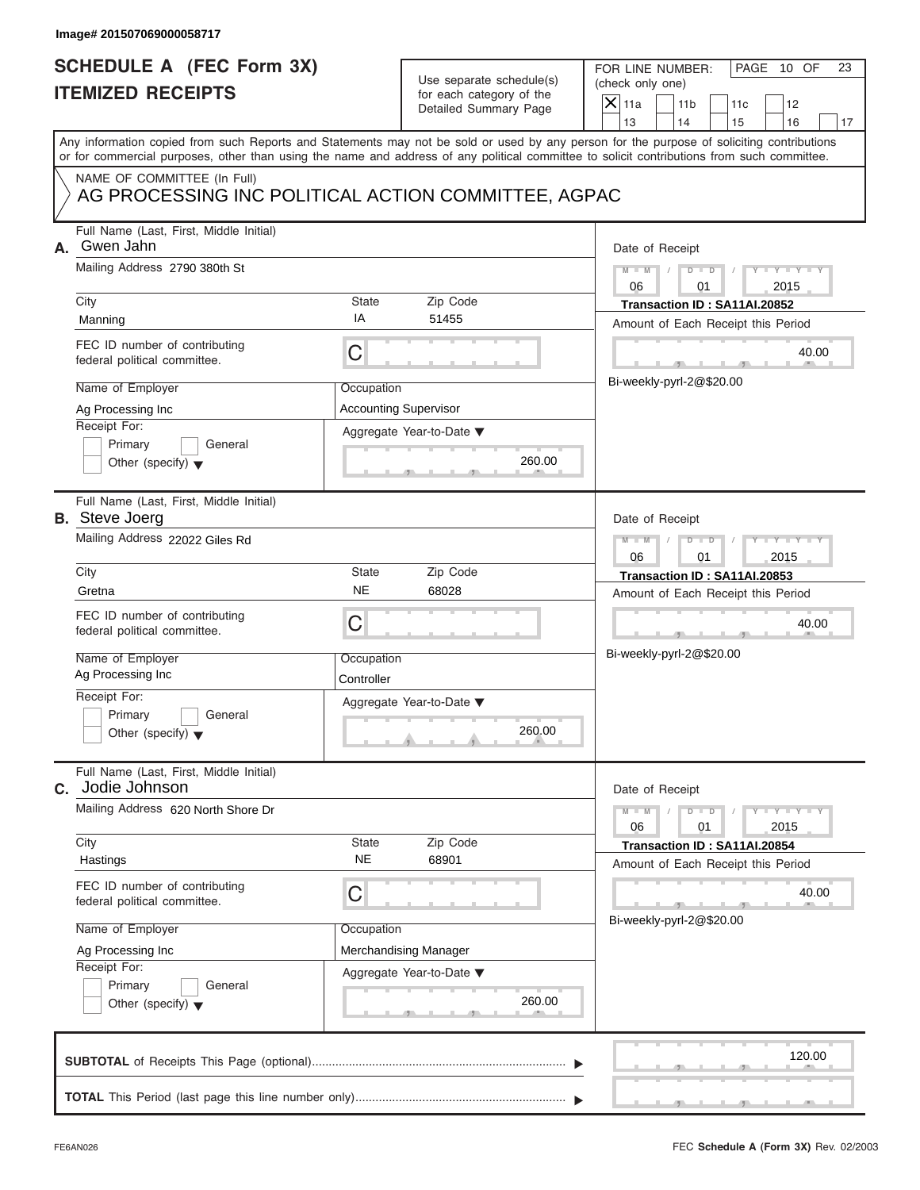Image# 201507069000058717

# SCHEDULE A (FEC Form 3X)
## ITEMIZED RECEIPTS

Use separate schedule(s) for each category of the Detailed Summary Page

FOR LINE NUMBER: (check only one)

- [X] 11a
- [ ] 11b
- [ ] 11c
- [ ] 12
- [ ] 13
- [ ] 14
- [ ] 15
- [ ] 16
- [ ] 17

PAGE 10 OF 23

Any information copied from such Reports and Statements may not be sold or used by any person for the purpose of soliciting contributions or for commercial purposes, other than using the name and address of any political committee to solicit contributions from such committee.

NAME OF COMMITTEE (In Full)
AG PROCESSING INC POLITICAL ACTION COMMITTEE, AGPAC

---

**A.** Full Name (Last, First, Middle Initial): Gwen Jahn

Mailing Address: 2790 380th St

City: Manning | State: IA | Zip Code: 51455

FEC ID number of contributing federal political committee: C

Name of Employer: Ag Processing Inc

Occupation: Accounting Supervisor

Receipt For: Primary / General / Other (specify)

Aggregate Year-to-Date: 260.00

Date of Receipt: 06 / 01 / 2015

Transaction ID : SA11AI.20852

Amount of Each Receipt this Period: 40.00

Bi-weekly-pyrl-2@$20.00

---

**B.** Full Name (Last, First, Middle Initial): Steve Joerg

Mailing Address: 22022 Giles Rd

City: Gretna | State: NE | Zip Code: 68028

FEC ID number of contributing federal political committee: C

Name of Employer: Ag Processing Inc

Occupation: Controller

Receipt For: Primary / General / Other (specify)

Aggregate Year-to-Date: 260.00

Date of Receipt: 06 / 01 / 2015

Transaction ID : SA11AI.20853

Amount of Each Receipt this Period: 40.00

Bi-weekly-pyrl-2@$20.00

---

**C.** Full Name (Last, First, Middle Initial): Jodie Johnson

Mailing Address: 620 North Shore Dr

City: Hastings | State: NE | Zip Code: 68901

FEC ID number of contributing federal political committee: C

Name of Employer: Ag Processing Inc

Occupation: Merchandising Manager

Receipt For: Primary / General / Other (specify)

Aggregate Year-to-Date: 260.00

Date of Receipt: 06 / 01 / 2015

Transaction ID : SA11AI.20854

Amount of Each Receipt this Period: 40.00

Bi-weekly-pyrl-2@$20.00

---

**SUBTOTAL** of Receipts This Page (optional): 120.00

**TOTAL** This Period (last page this line number only):

FE6AN026 | FEC **Schedule A** (Form 3X) Rev. 02/2003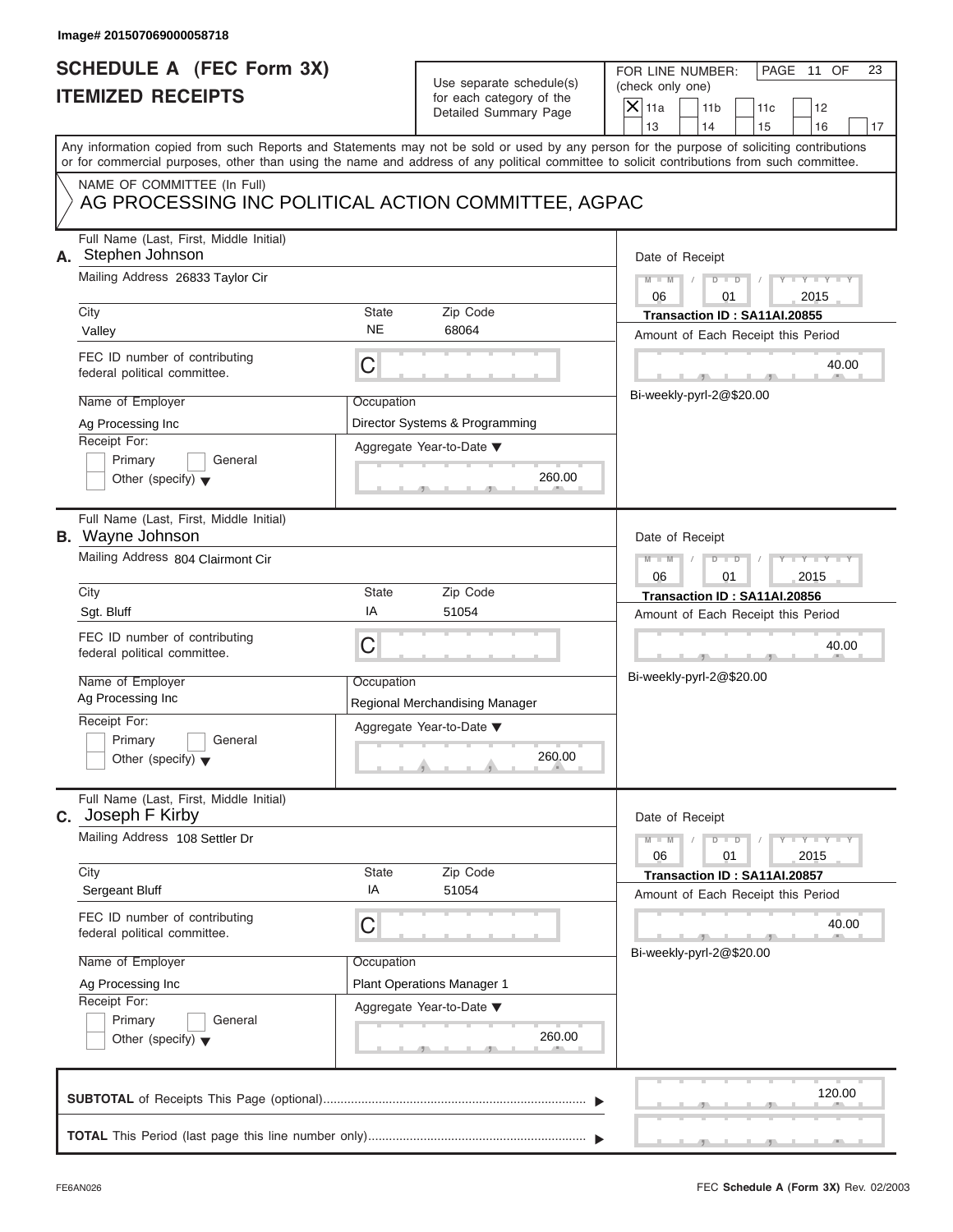Image# 201507069000058718

# SCHEDULE A (FEC Form 3X) ITEMIZED RECEIPTS

Use separate schedule(s) for each category of the Detailed Summary Page

FOR LINE NUMBER: (check only one)

PAGE 11 OF 23

- [X] 11a
- [ ] 11b
- [ ] 11c
- [ ] 12
- [ ] 13
- [ ] 14
- [ ] 15
- [ ] 16
- [ ] 17

Any information copied from such Reports and Statements may not be sold or used by any person for the purpose of soliciting contributions or for commercial purposes, other than using the name and address of any political committee to solicit contributions from such committee.

NAME OF COMMITTEE (In Full)
AG PROCESSING INC POLITICAL ACTION COMMITTEE, AGPAC

---

**A.** Full Name (Last, First, Middle Initial): Stephen Johnson

Mailing Address: 26833 Taylor Cir

City: Valley | State: NE | Zip Code: 68064

FEC ID number of contributing federal political committee: C

Name of Employer: Ag Processing Inc

Occupation: Director Systems & Programming

Receipt For: [ ] Primary [ ] General [ ] Other (specify)

Aggregate Year-to-Date: 260.00

Date of Receipt: 06 / 01 / 2015

Transaction ID : SA11AI.20855

Amount of Each Receipt this Period: 40.00

Bi-weekly-pyrl-2@$20.00

---

**B.** Full Name (Last, First, Middle Initial): Wayne Johnson

Mailing Address: 804 Clairmont Cir

City: Sgt. Bluff | State: IA | Zip Code: 51054

FEC ID number of contributing federal political committee: C

Name of Employer: Ag Processing Inc

Occupation: Regional Merchandising Manager

Receipt For: [ ] Primary [ ] General [ ] Other (specify)

Aggregate Year-to-Date: 260.00

Date of Receipt: 06 / 01 / 2015

Transaction ID : SA11AI.20856

Amount of Each Receipt this Period: 40.00

Bi-weekly-pyrl-2@$20.00

---

**C.** Full Name (Last, First, Middle Initial): Joseph F Kirby

Mailing Address: 108 Settler Dr

City: Sergeant Bluff | State: IA | Zip Code: 51054

FEC ID number of contributing federal political committee: C

Name of Employer: Ag Processing Inc

Occupation: Plant Operations Manager 1

Receipt For: [ ] Primary [ ] General [ ] Other (specify)

Aggregate Year-to-Date: 260.00

Date of Receipt: 06 / 01 / 2015

Transaction ID : SA11AI.20857

Amount of Each Receipt this Period: 40.00

Bi-weekly-pyrl-2@$20.00

---

**SUBTOTAL** of Receipts This Page (optional): 120.00

**TOTAL** This Period (last page this line number only):

FE6AN026 | FEC **Schedule A** (Form 3X) Rev. 02/2003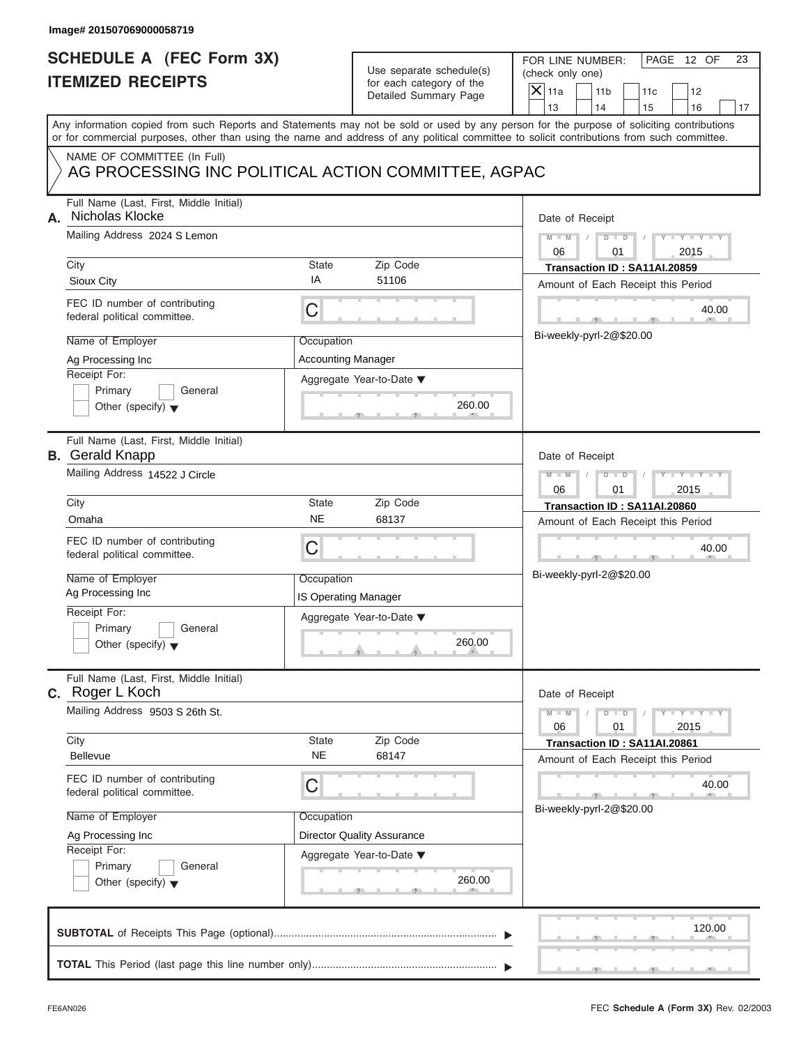Image# 201507069000058719

# SCHEDULE A (FEC Form 3X)
# ITEMIZED RECEIPTS

Use separate schedule(s) for each category of the Detailed Summary Page

FOR LINE NUMBER: (check only one)

- [X] 11a
- [ ] 11b
- [ ] 11c
- [ ] 12
- [ ] 13
- [ ] 14
- [ ] 15
- [ ] 16
- [ ] 17

PAGE 12 OF 23

Any information copied from such Reports and Statements may not be sold or used by any person for the purpose of soliciting contributions or for commercial purposes, other than using the name and address of any political committee to solicit contributions from such committee.

NAME OF COMMITTEE (In Full)
AG PROCESSING INC POLITICAL ACTION COMMITTEE, AGPAC

---

**A.** Full Name (Last, First, Middle Initial): Nicholas Klocke

Mailing Address: 2024 S Lemon

City: Sioux City | State: IA | Zip Code: 51106

FEC ID number of contributing federal political committee: C

Name of Employer: Ag Processing Inc

Occupation: Accounting Manager

Receipt For: Primary / General / Other (specify)

Aggregate Year-to-Date: 260.00

Date of Receipt: 06 / 01 / 2015

Transaction ID : SA11AI.20859

Amount of Each Receipt this Period: 40.00

Bi-weekly-pyrl-2@$20.00

---

**B.** Full Name (Last, First, Middle Initial): Gerald Knapp

Mailing Address: 14522 J Circle

City: Omaha | State: NE | Zip Code: 68137

FEC ID number of contributing federal political committee: C

Name of Employer: Ag Processing Inc

Occupation: IS Operating Manager

Receipt For: Primary / General / Other (specify)

Aggregate Year-to-Date: 260.00

Date of Receipt: 06 / 01 / 2015

Transaction ID : SA11AI.20860

Amount of Each Receipt this Period: 40.00

Bi-weekly-pyrl-2@$20.00

---

**C.** Full Name (Last, First, Middle Initial): Roger L Koch

Mailing Address: 9503 S 26th St.

City: Bellevue | State: NE | Zip Code: 68147

FEC ID number of contributing federal political committee: C

Name of Employer: Ag Processing Inc

Occupation: Director Quality Assurance

Receipt For: Primary / General / Other (specify)

Aggregate Year-to-Date: 260.00

Date of Receipt: 06 / 01 / 2015

Transaction ID : SA11AI.20861

Amount of Each Receipt this Period: 40.00

Bi-weekly-pyrl-2@$20.00

---

**SUBTOTAL** of Receipts This Page (optional): 120.00

**TOTAL** This Period (last page this line number only):

FE6AN026

FEC **Schedule A** (Form 3X) Rev. 02/2003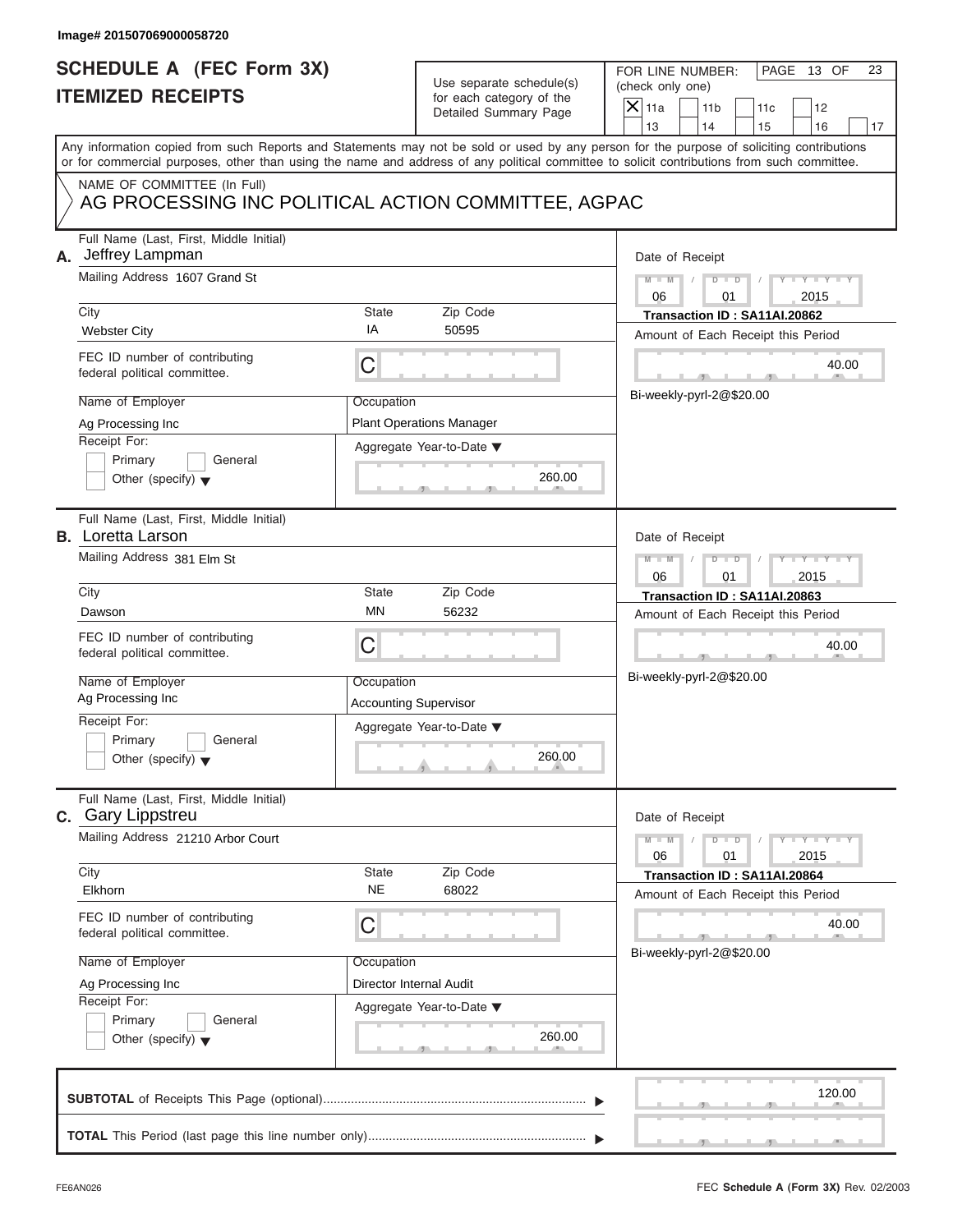Image# 201507069000058720

# SCHEDULE A (FEC Form 3X)
# ITEMIZED RECEIPTS

Use separate schedule(s) for each category of the Detailed Summary Page

FOR LINE NUMBER: (check only one)

| | | | |
|---|---|---|---|
| X 11a | 11b | 11c | 12 |
| 13 | 14 | 15 | 16 | 17 |

PAGE 13 OF 23

Any information copied from such Reports and Statements may not be sold or used by any person for the purpose of soliciting contributions or for commercial purposes, other than using the name and address of any political committee to solicit contributions from such committee.

NAME OF COMMITTEE (In Full)
AG PROCESSING INC POLITICAL ACTION COMMITTEE, AGPAC

---

**A.** Full Name (Last, First, Middle Initial): Jeffrey Lampman
Mailing Address: 1607 Grand St
City: Webster City | State: IA | Zip Code: 50595
FEC ID number of contributing federal political committee: C
Name of Employer: Ag Processing Inc
Occupation: Plant Operations Manager
Receipt For: Primary / General / Other (specify)
Aggregate Year-to-Date: 260.00

Date of Receipt: 06 / 01 / 2015
Transaction ID : SA11AI.20862
Amount of Each Receipt this Period: 40.00
Bi-weekly-pyrl-2@$20.00

---

**B.** Full Name (Last, First, Middle Initial): Loretta Larson
Mailing Address: 381 Elm St
City: Dawson | State: MN | Zip Code: 56232
FEC ID number of contributing federal political committee: C
Name of Employer: Ag Processing Inc
Occupation: Accounting Supervisor
Receipt For: Primary / General / Other (specify)
Aggregate Year-to-Date: 260.00

Date of Receipt: 06 / 01 / 2015
Transaction ID : SA11AI.20863
Amount of Each Receipt this Period: 40.00
Bi-weekly-pyrl-2@$20.00

---

**C.** Full Name (Last, First, Middle Initial): Gary Lippstreu
Mailing Address: 21210 Arbor Court
City: Elkhorn | State: NE | Zip Code: 68022
FEC ID number of contributing federal political committee: C
Name of Employer: Ag Processing Inc
Occupation: Director Internal Audit
Receipt For: Primary / General / Other (specify)
Aggregate Year-to-Date: 260.00

Date of Receipt: 06 / 01 / 2015
Transaction ID : SA11AI.20864
Amount of Each Receipt this Period: 40.00
Bi-weekly-pyrl-2@$20.00

---

**SUBTOTAL** of Receipts This Page (optional): 120.00

**TOTAL** This Period (last page this line number only):

FE6AN026 — FEC **Schedule A** (Form 3X) Rev. 02/2003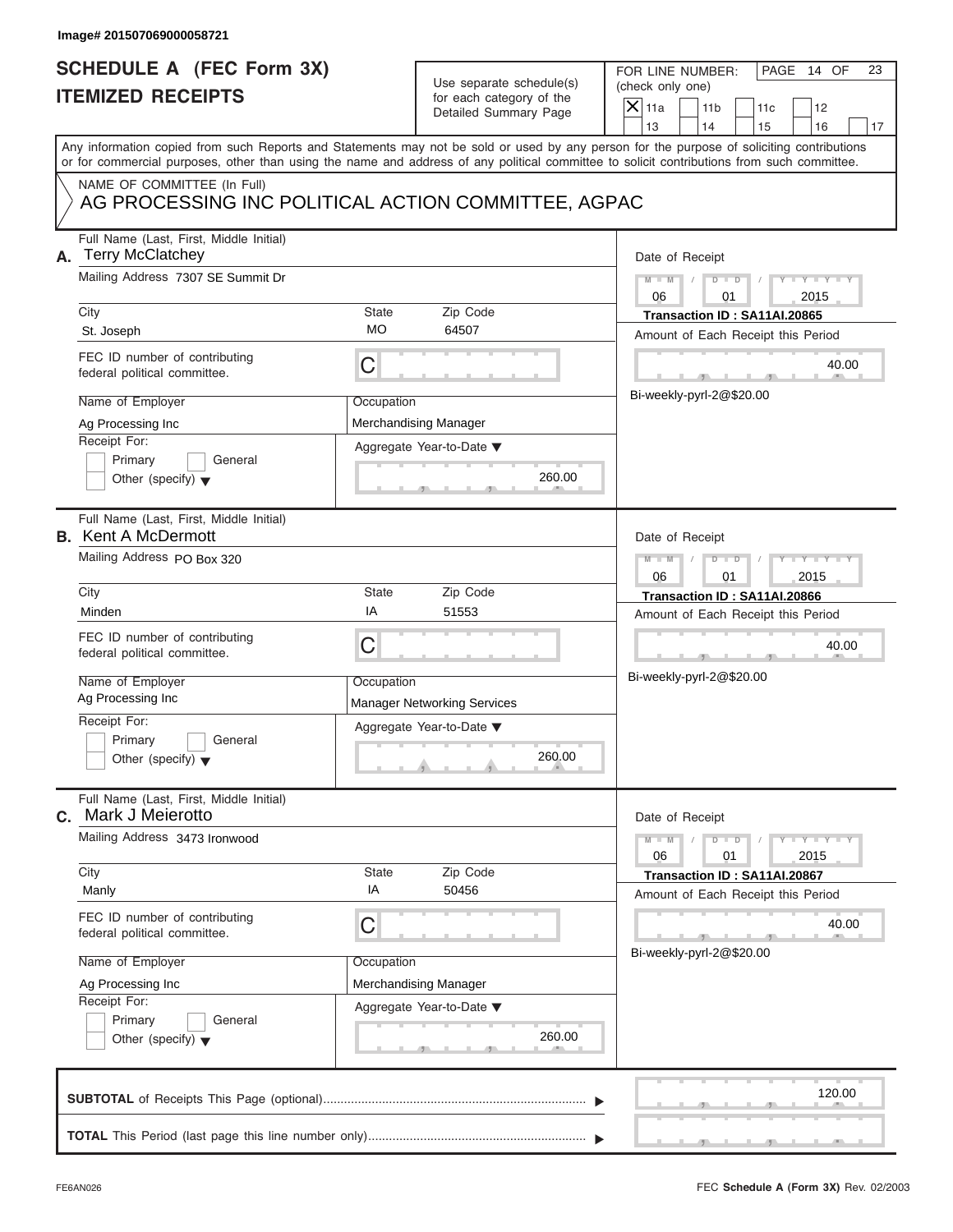Image# 201507069000058721

# SCHEDULE A (FEC Form 3X)
# ITEMIZED RECEIPTS

Use separate schedule(s) for each category of the Detailed Summary Page

FOR LINE NUMBER: (check only one)

[X] 11a [ ] 11b [ ] 11c [ ] 12 [ ] 13 [ ] 14 [ ] 15 [ ] 16 [ ] 17

PAGE 14 OF 23

Any information copied from such Reports and Statements may not be sold or used by any person for the purpose of soliciting contributions or for commercial purposes, other than using the name and address of any political committee to solicit contributions from such committee.

NAME OF COMMITTEE (In Full)
AG PROCESSING INC POLITICAL ACTION COMMITTEE, AGPAC

---

**A.** Full Name (Last, First, Middle Initial): Terry McClatchey

Mailing Address: 7307 SE Summit Dr

City: St. Joseph | State: MO | Zip Code: 64507

FEC ID number of contributing federal political committee: C

Name of Employer: Ag Processing Inc

Occupation: Merchandising Manager

Receipt For: [ ] Primary [ ] General [ ] Other (specify)

Aggregate Year-to-Date: 260.00

Date of Receipt: 06 / 01 / 2015

Transaction ID : SA11AI.20865

Amount of Each Receipt this Period: 40.00

Bi-weekly-pyrl-2@$20.00

---

**B.** Full Name (Last, First, Middle Initial): Kent A McDermott

Mailing Address: PO Box 320

City: Minden | State: IA | Zip Code: 51553

FEC ID number of contributing federal political committee: C

Name of Employer: Ag Processing Inc

Occupation: Manager Networking Services

Receipt For: [ ] Primary [ ] General [ ] Other (specify)

Aggregate Year-to-Date: 260.00

Date of Receipt: 06 / 01 / 2015

Transaction ID : SA11AI.20866

Amount of Each Receipt this Period: 40.00

Bi-weekly-pyrl-2@$20.00

---

**C.** Full Name (Last, First, Middle Initial): Mark J Meierotto

Mailing Address: 3473 Ironwood

City: Manly | State: IA | Zip Code: 50456

FEC ID number of contributing federal political committee: C

Name of Employer: Ag Processing Inc

Occupation: Merchandising Manager

Receipt For: [ ] Primary [ ] General [ ] Other (specify)

Aggregate Year-to-Date: 260.00

Date of Receipt: 06 / 01 / 2015

Transaction ID : SA11AI.20867

Amount of Each Receipt this Period: 40.00

Bi-weekly-pyrl-2@$20.00

---

**SUBTOTAL** of Receipts This Page (optional): 120.00

**TOTAL** This Period (last page this line number only):

FE6AN026 FEC **Schedule A** (Form 3X) Rev. 02/2003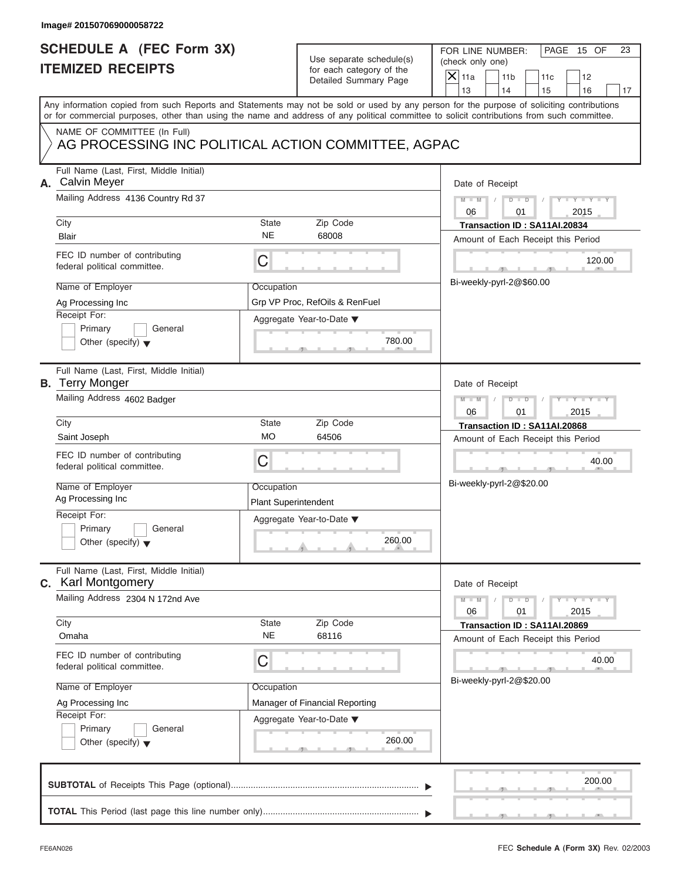Image# 201507069000058722

# SCHEDULE A (FEC Form 3X)
# ITEMIZED RECEIPTS

Use separate schedule(s) for each category of the Detailed Summary Page

FOR LINE NUMBER: (check only one)

- [X] 11a
- [ ] 11b
- [ ] 11c
- [ ] 12
- [ ] 13
- [ ] 14
- [ ] 15
- [ ] 16
- [ ] 17

PAGE 15 OF 23

Any information copied from such Reports and Statements may not be sold or used by any person for the purpose of soliciting contributions or for commercial purposes, other than using the name and address of any political committee to solicit contributions from such committee.

NAME OF COMMITTEE (In Full)

AG PROCESSING INC POLITICAL ACTION COMMITTEE, AGPAC

---

**A.** Full Name (Last, First, Middle Initial): Calvin Meyer

Mailing Address: 4136 Country Rd 37

City: Blair | State: NE | Zip Code: 68008

FEC ID number of contributing federal political committee: C

Name of Employer: Ag Processing Inc

Occupation: Grp VP Proc, RefOils & RenFuel

Receipt For: Primary / General / Other (specify)

Aggregate Year-to-Date: 780.00

Date of Receipt: 06 / 01 / 2015

Transaction ID : SA11AI.20834

Amount of Each Receipt this Period: 120.00

Bi-weekly-pyrl-2@$60.00

---

**B.** Full Name (Last, First, Middle Initial): Terry Monger

Mailing Address: 4602 Badger

City: Saint Joseph | State: MO | Zip Code: 64506

FEC ID number of contributing federal political committee: C

Name of Employer: Ag Processing Inc

Occupation: Plant Superintendent

Receipt For: Primary / General / Other (specify)

Aggregate Year-to-Date: 260.00

Date of Receipt: 06 / 01 / 2015

Transaction ID : SA11AI.20868

Amount of Each Receipt this Period: 40.00

Bi-weekly-pyrl-2@$20.00

---

**C.** Full Name (Last, First, Middle Initial): Karl Montgomery

Mailing Address: 2304 N 172nd Ave

City: Omaha | State: NE | Zip Code: 68116

FEC ID number of contributing federal political committee: C

Name of Employer: Ag Processing Inc

Occupation: Manager of Financial Reporting

Receipt For: Primary / General / Other (specify)

Aggregate Year-to-Date: 260.00

Date of Receipt: 06 / 01 / 2015

Transaction ID : SA11AI.20869

Amount of Each Receipt this Period: 40.00

Bi-weekly-pyrl-2@$20.00

---

**SUBTOTAL** of Receipts This Page (optional): 200.00

**TOTAL** This Period (last page this line number only):

FE6AN026

FEC **Schedule A** (Form 3X) Rev. 02/2003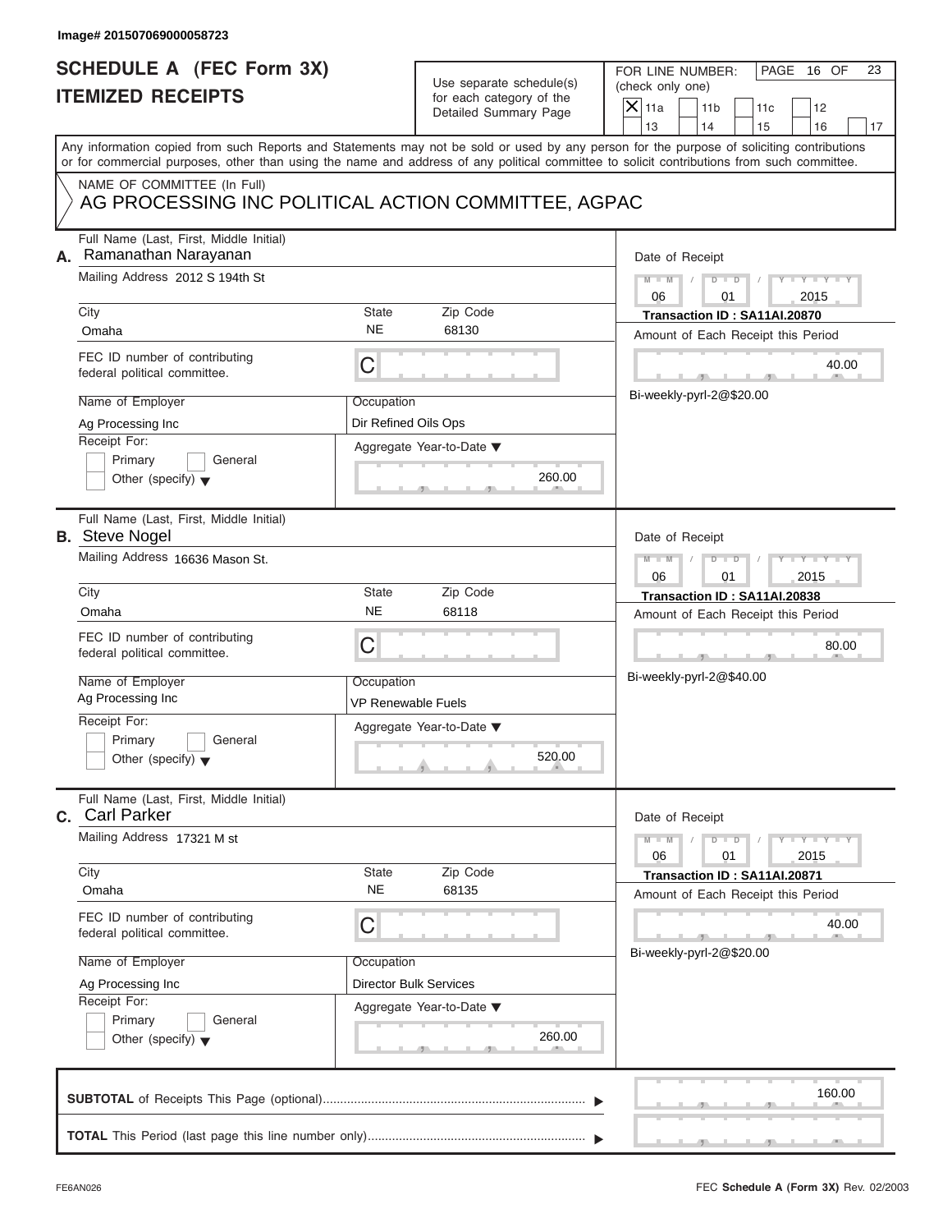Image# 201507069000058723

# SCHEDULE A (FEC Form 3X) ITEMIZED RECEIPTS

Use separate schedule(s) for each category of the Detailed Summary Page

FOR LINE NUMBER: (check only one)

- [X] 11a
- [ ] 11b
- [ ] 11c
- [ ] 12
- [ ] 13
- [ ] 14
- [ ] 15
- [ ] 16
- [ ] 17

Any information copied from such Reports and Statements may not be sold or used by any person for the purpose of soliciting contributions or for commercial purposes, other than using the name and address of any political committee to solicit contributions from such committee.

NAME OF COMMITTEE (In Full)
AG PROCESSING INC POLITICAL ACTION COMMITTEE, AGPAC

---

**A.** Full Name (Last, First, Middle Initial): Ramanathan Narayanan

Mailing Address: 2012 S 194th St

City: Omaha | State: NE | Zip Code: 68130

FEC ID number of contributing federal political committee: C

Name of Employer: Ag Processing Inc

Occupation: Dir Refined Oils Ops

Receipt For: Primary / General / Other (specify)

Aggregate Year-to-Date: 260.00

Date of Receipt: 06 / 01 / 2015

Transaction ID : SA11AI.20870

Amount of Each Receipt this Period: 40.00

Bi-weekly-pyrl-2@$20.00

---

**B.** Full Name (Last, First, Middle Initial): Steve Nogel

Mailing Address: 16636 Mason St.

City: Omaha | State: NE | Zip Code: 68118

FEC ID number of contributing federal political committee: C

Name of Employer: Ag Processing Inc

Occupation: VP Renewable Fuels

Receipt For: Primary / General / Other (specify)

Aggregate Year-to-Date: 520.00

Date of Receipt: 06 / 01 / 2015

Transaction ID : SA11AI.20838

Amount of Each Receipt this Period: 80.00

Bi-weekly-pyrl-2@$40.00

---

**C.** Full Name (Last, First, Middle Initial): Carl Parker

Mailing Address: 17321 M st

City: Omaha | State: NE | Zip Code: 68135

FEC ID number of contributing federal political committee: C

Name of Employer: Ag Processing Inc

Occupation: Director Bulk Services

Receipt For: Primary / General / Other (specify)

Aggregate Year-to-Date: 260.00

Date of Receipt: 06 / 01 / 2015

Transaction ID : SA11AI.20871

Amount of Each Receipt this Period: 40.00

Bi-weekly-pyrl-2@$20.00

---

**SUBTOTAL** of Receipts This Page (optional): 160.00

**TOTAL** This Period (last page this line number only):

FE6AN026 FEC **Schedule A** (Form 3X) Rev. 02/2003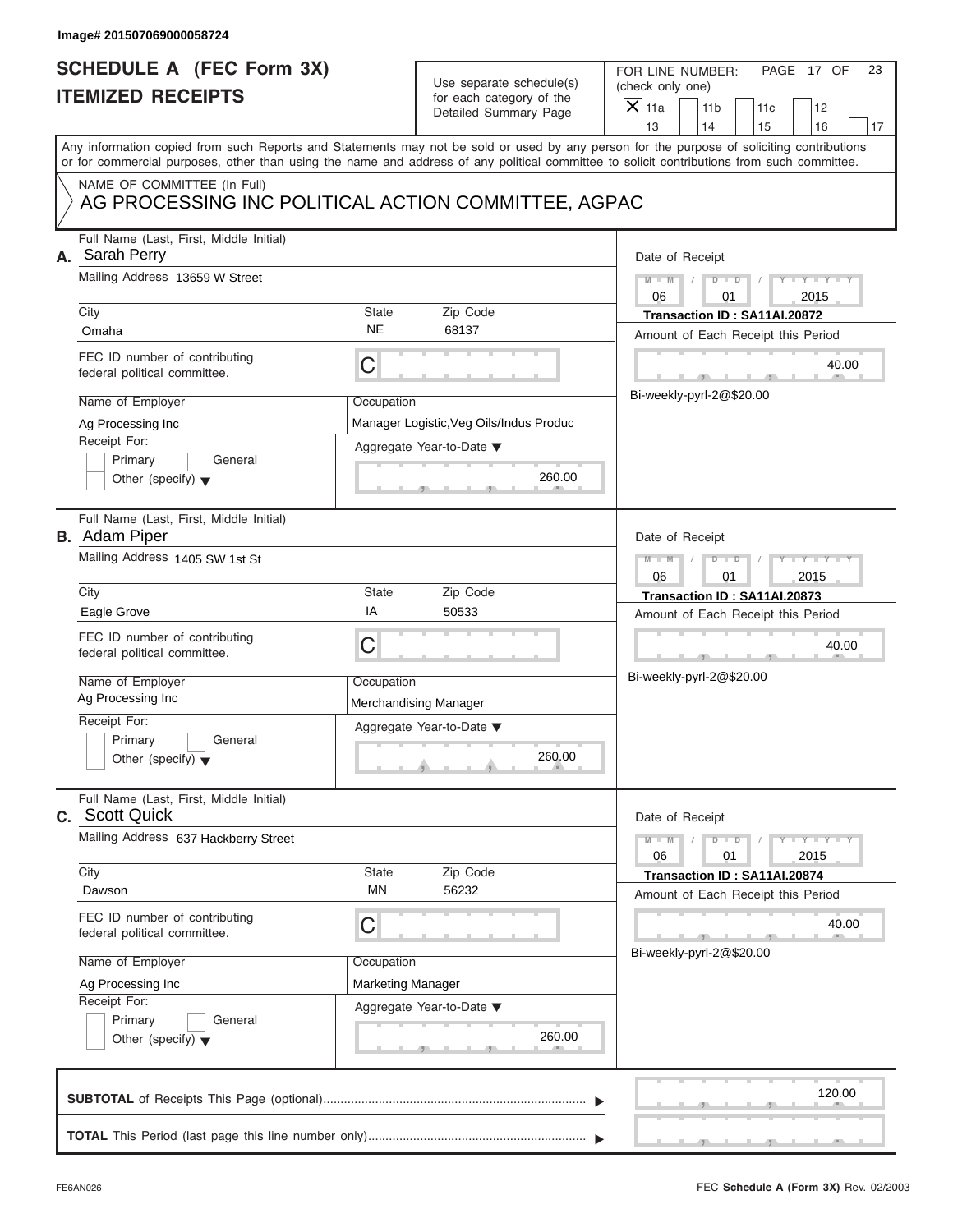Image# 201507069000058724

# SCHEDULE A (FEC Form 3X)
# ITEMIZED RECEIPTS

Use separate schedule(s) for each category of the Detailed Summary Page

FOR LINE NUMBER: (check only one)

- [X] 11a
- [ ] 11b
- [ ] 11c
- [ ] 12
- [ ] 13
- [ ] 14
- [ ] 15
- [ ] 16
- [ ] 17

PAGE 17 OF 23

Any information copied from such Reports and Statements may not be sold or used by any person for the purpose of soliciting contributions or for commercial purposes, other than using the name and address of any political committee to solicit contributions from such committee.

NAME OF COMMITTEE (In Full)
AG PROCESSING INC POLITICAL ACTION COMMITTEE, AGPAC

---

**A.** Full Name (Last, First, Middle Initial): Sarah Perry

Mailing Address: 13659 W Street

City: Omaha | State: NE | Zip Code: 68137

FEC ID number of contributing federal political committee: C

Name of Employer: Ag Processing Inc

Occupation: Manager Logistic,Veg Oils/Indus Produc

Receipt For: [ ] Primary [ ] General [ ] Other (specify)

Aggregate Year-to-Date: 260.00

Date of Receipt: 06 / 01 / 2015

Transaction ID : SA11AI.20872

Amount of Each Receipt this Period: 40.00

Bi-weekly-pyrl-2@$20.00

---

**B.** Full Name (Last, First, Middle Initial): Adam Piper

Mailing Address: 1405 SW 1st St

City: Eagle Grove | State: IA | Zip Code: 50533

FEC ID number of contributing federal political committee: C

Name of Employer: Ag Processing Inc

Occupation: Merchandising Manager

Receipt For: [ ] Primary [ ] General [ ] Other (specify)

Aggregate Year-to-Date: 260.00

Date of Receipt: 06 / 01 / 2015

Transaction ID : SA11AI.20873

Amount of Each Receipt this Period: 40.00

Bi-weekly-pyrl-2@$20.00

---

**C.** Full Name (Last, First, Middle Initial): Scott Quick

Mailing Address: 637 Hackberry Street

City: Dawson | State: MN | Zip Code: 56232

FEC ID number of contributing federal political committee: C

Name of Employer: Ag Processing Inc

Occupation: Marketing Manager

Receipt For: [ ] Primary [ ] General [ ] Other (specify)

Aggregate Year-to-Date: 260.00

Date of Receipt: 06 / 01 / 2015

Transaction ID : SA11AI.20874

Amount of Each Receipt this Period: 40.00

Bi-weekly-pyrl-2@$20.00

---

**SUBTOTAL** of Receipts This Page (optional): 120.00

**TOTAL** This Period (last page this line number only):

FE6AN026

FEC **Schedule A** (Form 3X) Rev. 02/2003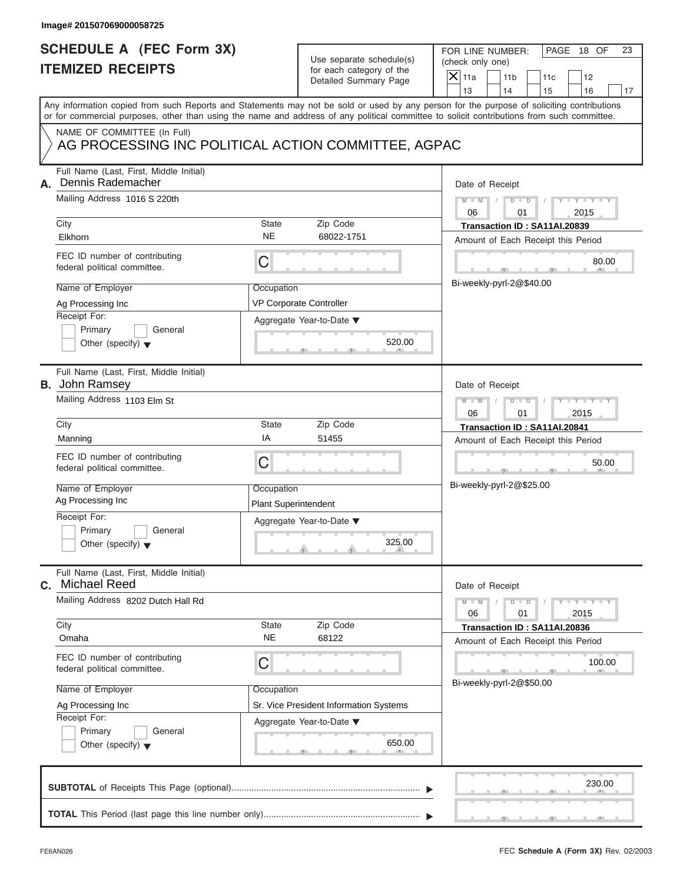Image# 201507069000058725

# SCHEDULE A (FEC Form 3X)
# ITEMIZED RECEIPTS

Use separate schedule(s) for each category of the Detailed Summary Page

FOR LINE NUMBER: (check only one)

- [X] 11a
- [ ] 11b
- [ ] 11c
- [ ] 12
- [ ] 13
- [ ] 14
- [ ] 15
- [ ] 16
- [ ] 17

PAGE 18 OF 23

Any information copied from such Reports and Statements may not be sold or used by any person for the purpose of soliciting contributions or for commercial purposes, other than using the name and address of any political committee to solicit contributions from such committee.

NAME OF COMMITTEE (In Full)
AG PROCESSING INC POLITICAL ACTION COMMITTEE, AGPAC

---

**A.** Full Name (Last, First, Middle Initial): Dennis Rademacher

Mailing Address: 1016 S 220th

City: Elkhorn | State: NE | Zip Code: 68022-1751

FEC ID number of contributing federal political committee: C

Name of Employer: Ag Processing Inc

Occupation: VP Corporate Controller

Receipt For: Primary / General / Other (specify)

Aggregate Year-to-Date: 520.00

Date of Receipt: 06 / 01 / 2015

Transaction ID : SA11AI.20839

Amount of Each Receipt this Period: 80.00

Bi-weekly-pyrl-2@$40.00

---

**B.** Full Name (Last, First, Middle Initial): John Ramsey

Mailing Address: 1103 Elm St

City: Manning | State: IA | Zip Code: 51455

FEC ID number of contributing federal political committee: C

Name of Employer: Ag Processing Inc

Occupation: Plant Superintendent

Receipt For: Primary / General / Other (specify)

Aggregate Year-to-Date: 325.00

Date of Receipt: 06 / 01 / 2015

Transaction ID : SA11AI.20841

Amount of Each Receipt this Period: 50.00

Bi-weekly-pyrl-2@$25.00

---

**C.** Full Name (Last, First, Middle Initial): Michael Reed

Mailing Address: 8202 Dutch Hall Rd

City: Omaha | State: NE | Zip Code: 68122

FEC ID number of contributing federal political committee: C

Name of Employer: Ag Processing Inc

Occupation: Sr. Vice President Information Systems

Receipt For: Primary / General / Other (specify)

Aggregate Year-to-Date: 650.00

Date of Receipt: 06 / 01 / 2015

Transaction ID : SA11AI.20836

Amount of Each Receipt this Period: 100.00

Bi-weekly-pyrl-2@$50.00

---

**SUBTOTAL** of Receipts This Page (optional): 230.00

**TOTAL** This Period (last page this line number only):

FE6AN026

FEC **Schedule A** (Form 3X) Rev. 02/2003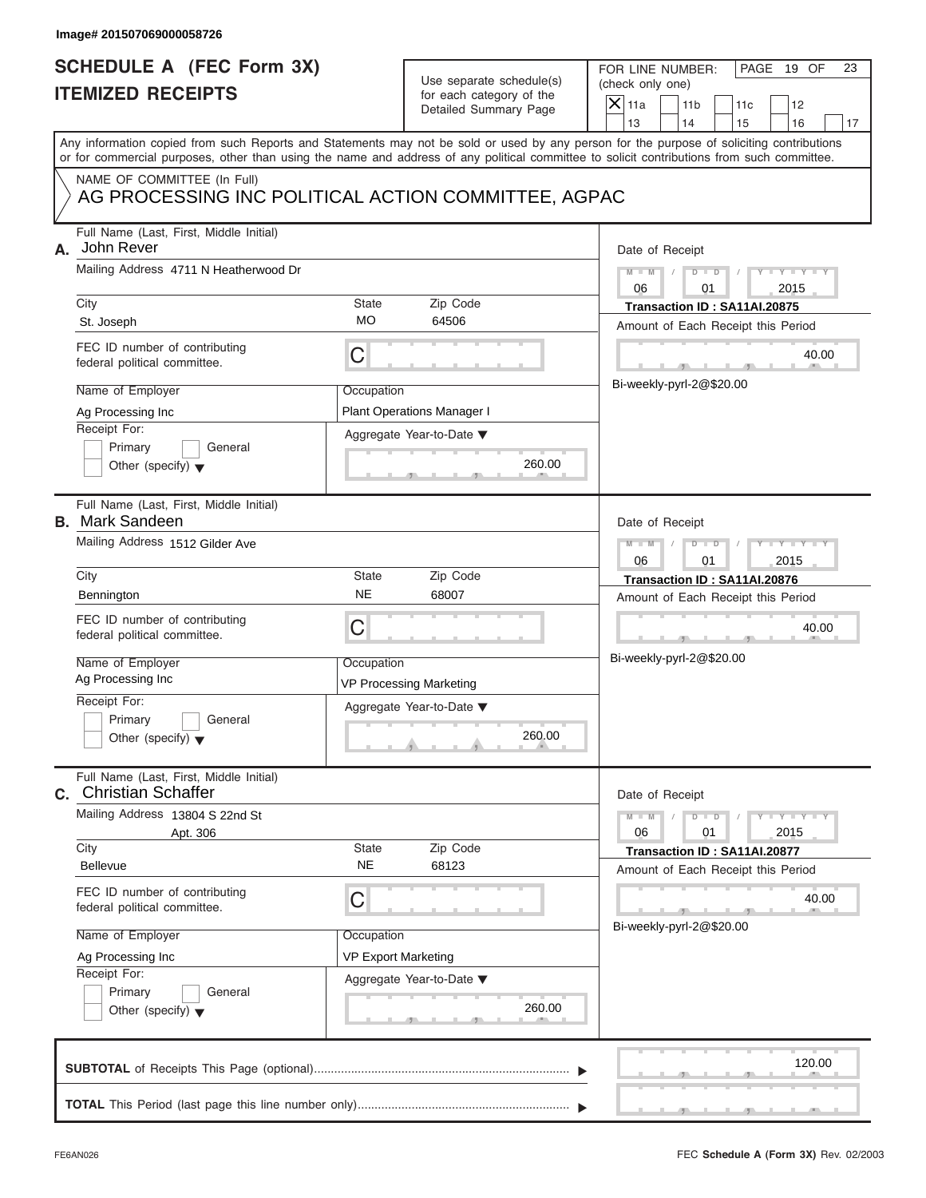Image# 201507069000058726

# SCHEDULE A (FEC Form 3X) ITEMIZED RECEIPTS

Use separate schedule(s) for each category of the Detailed Summary Page

FOR LINE NUMBER: (check only one)

- [X] 11a
- [ ] 11b
- [ ] 11c
- [ ] 12
- [ ] 13
- [ ] 14
- [ ] 15
- [ ] 16
- [ ] 17

PAGE 19 OF 23

Any information copied from such Reports and Statements may not be sold or used by any person for the purpose of soliciting contributions or for commercial purposes, other than using the name and address of any political committee to solicit contributions from such committee.

NAME OF COMMITTEE (In Full)
AG PROCESSING INC POLITICAL ACTION COMMITTEE, AGPAC

---

**A.** Full Name (Last, First, Middle Initial): John Rever

Mailing Address: 4711 N Heatherwood Dr

City: St. Joseph | State: MO | Zip Code: 64506

FEC ID number of contributing federal political committee: C

Name of Employer: Ag Processing Inc

Occupation: Plant Operations Manager I

Receipt For: Primary / General / Other (specify)

Aggregate Year-to-Date: 260.00

Date of Receipt: 06 / 01 / 2015

Transaction ID : SA11AI.20875

Amount of Each Receipt this Period: 40.00

Bi-weekly-pyrl-2@$20.00

---

**B.** Full Name (Last, First, Middle Initial): Mark Sandeen

Mailing Address: 1512 Gilder Ave

City: Bennington | State: NE | Zip Code: 68007

FEC ID number of contributing federal political committee: C

Name of Employer: Ag Processing Inc

Occupation: VP Processing Marketing

Receipt For: Primary / General / Other (specify)

Aggregate Year-to-Date: 260.00

Date of Receipt: 06 / 01 / 2015

Transaction ID : SA11AI.20876

Amount of Each Receipt this Period: 40.00

Bi-weekly-pyrl-2@$20.00

---

**C.** Full Name (Last, First, Middle Initial): Christian Schaffer

Mailing Address: 13804 S 22nd St, Apt. 306

City: Bellevue | State: NE | Zip Code: 68123

FEC ID number of contributing federal political committee: C

Name of Employer: Ag Processing Inc

Occupation: VP Export Marketing

Receipt For: Primary / General / Other (specify)

Aggregate Year-to-Date: 260.00

Date of Receipt: 06 / 01 / 2015

Transaction ID : SA11AI.20877

Amount of Each Receipt this Period: 40.00

Bi-weekly-pyrl-2@$20.00

---

**SUBTOTAL** of Receipts This Page (optional): 120.00

**TOTAL** This Period (last page this line number only):

FE6AN026

FEC **Schedule A** (Form 3X) Rev. 02/2003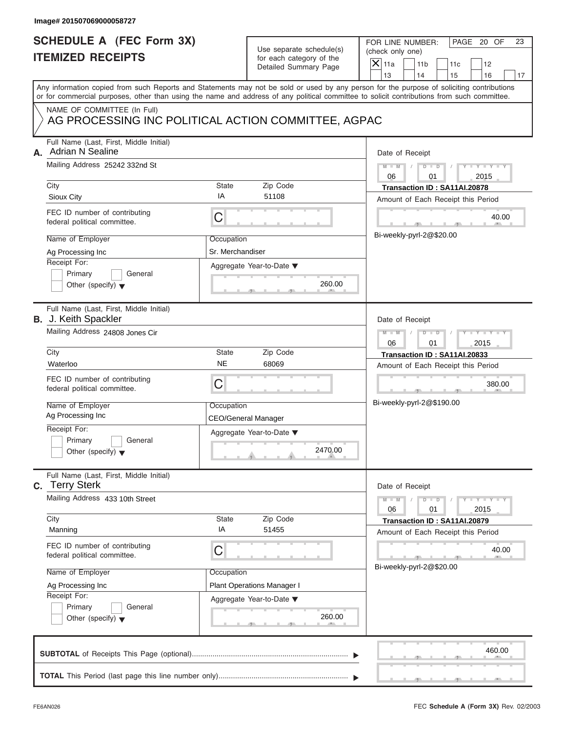Image# 201507069000058727

# SCHEDULE A (FEC Form 3X) ITEMIZED RECEIPTS

Use separate schedule(s) for each category of the Detailed Summary Page

FOR LINE NUMBER: (check only one)

- [X] 11a
- [ ] 11b
- [ ] 11c
- [ ] 12
- [ ] 13
- [ ] 14
- [ ] 15
- [ ] 16
- [ ] 17

PAGE 20 OF 23

Any information copied from such Reports and Statements may not be sold or used by any person for the purpose of soliciting contributions or for commercial purposes, other than using the name and address of any political committee to solicit contributions from such committee.

NAME OF COMMITTEE (In Full)
AG PROCESSING INC POLITICAL ACTION COMMITTEE, AGPAC

## A.

Full Name (Last, First, Middle Initial): Adrian N Sealine

Mailing Address: 25242 332nd St

City: Sioux City | State: IA | Zip Code: 51108

FEC ID number of contributing federal political committee: C

Name of Employer: Ag Processing Inc

Occupation: Sr. Merchandiser

Receipt For: Primary / General / Other (specify)

Aggregate Year-to-Date: 260.00

Date of Receipt: 06 / 01 / 2015

Transaction ID : SA11AI.20878

Amount of Each Receipt this Period: 40.00

Bi-weekly-pyrl-2@$20.00

## B.

Full Name (Last, First, Middle Initial): J. Keith Spackler

Mailing Address: 24808 Jones Cir

City: Waterloo | State: NE | Zip Code: 68069

FEC ID number of contributing federal political committee: C

Name of Employer: Ag Processing Inc

Occupation: CEO/General Manager

Receipt For: Primary / General / Other (specify)

Aggregate Year-to-Date: 2470.00

Date of Receipt: 06 / 01 / 2015

Transaction ID : SA11AI.20833

Amount of Each Receipt this Period: 380.00

Bi-weekly-pyrl-2@$190.00

## C.

Full Name (Last, First, Middle Initial): Terry Sterk

Mailing Address: 433 10th Street

City: Manning | State: IA | Zip Code: 51455

FEC ID number of contributing federal political committee: C

Name of Employer: Ag Processing Inc

Occupation: Plant Operations Manager I

Receipt For: Primary / General / Other (specify)

Aggregate Year-to-Date: 260.00

Date of Receipt: 06 / 01 / 2015

Transaction ID : SA11AI.20879

Amount of Each Receipt this Period: 40.00

Bi-weekly-pyrl-2@$20.00

**SUBTOTAL** of Receipts This Page (optional): 460.00

**TOTAL** This Period (last page this line number only):

FE6AN026 — FEC **Schedule A** (Form 3X) Rev. 02/2003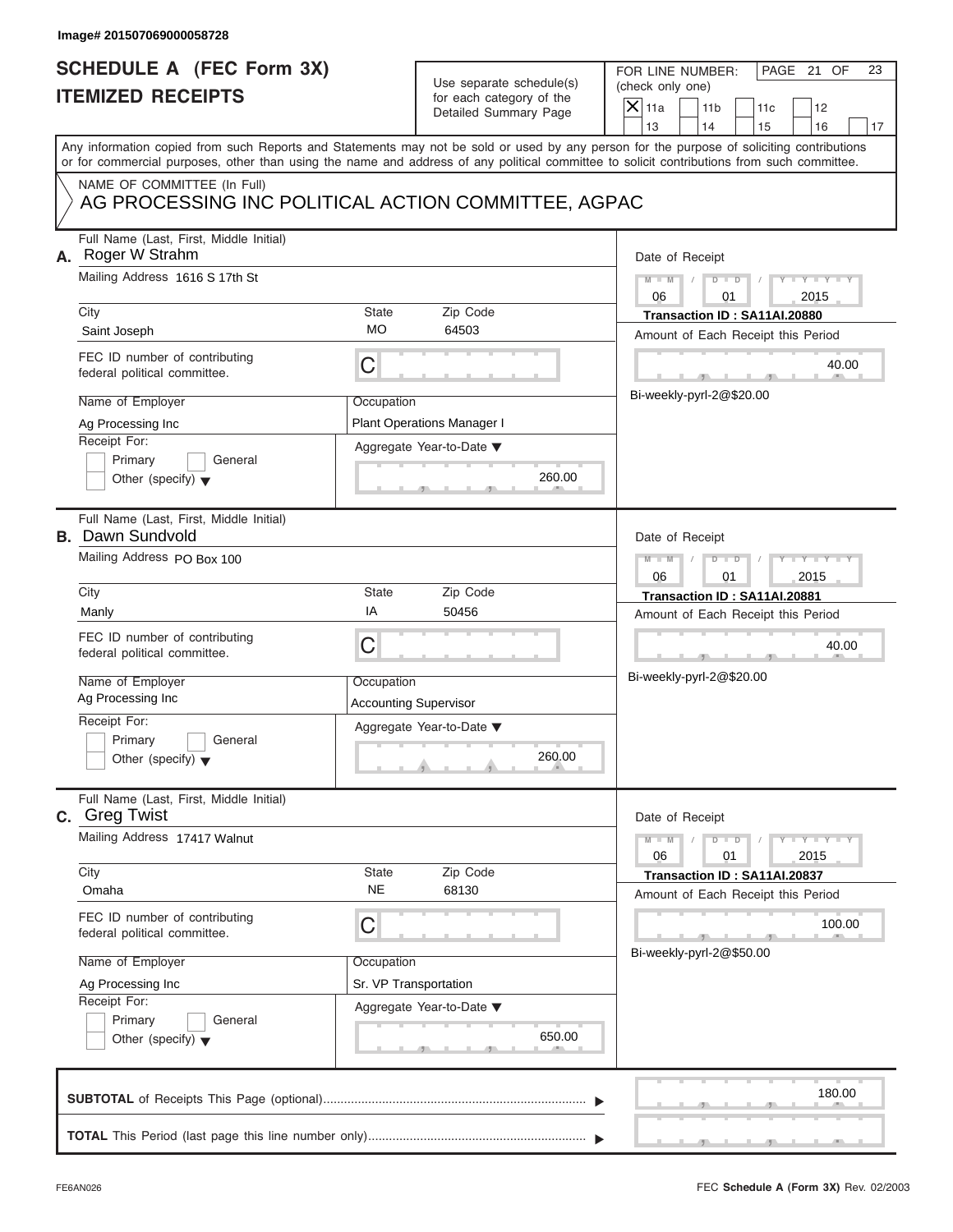Image# 201507069000058728

# SCHEDULE A (FEC Form 3X)
# ITEMIZED RECEIPTS

Use separate schedule(s) for each category of the Detailed Summary Page

FOR LINE NUMBER: (check only one)

- [X] 11a
- [ ] 11b
- [ ] 11c
- [ ] 12
- [ ] 13
- [ ] 14
- [ ] 15
- [ ] 16
- [ ] 17

PAGE 21 OF 23

Any information copied from such Reports and Statements may not be sold or used by any person for the purpose of soliciting contributions or for commercial purposes, other than using the name and address of any political committee to solicit contributions from such committee.

NAME OF COMMITTEE (In Full)
AG PROCESSING INC POLITICAL ACTION COMMITTEE, AGPAC

---

**A.** Full Name (Last, First, Middle Initial): Roger W Strahm

Mailing Address: 1616 S 17th St

City: Saint Joseph | State: MO | Zip Code: 64503

FEC ID number of contributing federal political committee: C

Name of Employer: Ag Processing Inc

Occupation: Plant Operations Manager I

Receipt For: Primary / General / Other (specify)

Aggregate Year-to-Date: 260.00

Date of Receipt: 06 / 01 / 2015

Transaction ID : SA11AI.20880

Amount of Each Receipt this Period: 40.00

Bi-weekly-pyrl-2@$20.00

---

**B.** Full Name (Last, First, Middle Initial): Dawn Sundvold

Mailing Address: PO Box 100

City: Manly | State: IA | Zip Code: 50456

FEC ID number of contributing federal political committee: C

Name of Employer: Ag Processing Inc

Occupation: Accounting Supervisor

Receipt For: Primary / General / Other (specify)

Aggregate Year-to-Date: 260.00

Date of Receipt: 06 / 01 / 2015

Transaction ID : SA11AI.20881

Amount of Each Receipt this Period: 40.00

Bi-weekly-pyrl-2@$20.00

---

**C.** Full Name (Last, First, Middle Initial): Greg Twist

Mailing Address: 17417 Walnut

City: Omaha | State: NE | Zip Code: 68130

FEC ID number of contributing federal political committee: C

Name of Employer: Ag Processing Inc

Occupation: Sr. VP Transportation

Receipt For: Primary / General / Other (specify)

Aggregate Year-to-Date: 650.00

Date of Receipt: 06 / 01 / 2015

Transaction ID : SA11AI.20837

Amount of Each Receipt this Period: 100.00

Bi-weekly-pyrl-2@$50.00

---

**SUBTOTAL** of Receipts This Page (optional): 180.00

**TOTAL** This Period (last page this line number only):

FE6AN026 — FEC **Schedule A** (Form 3X) Rev. 02/2003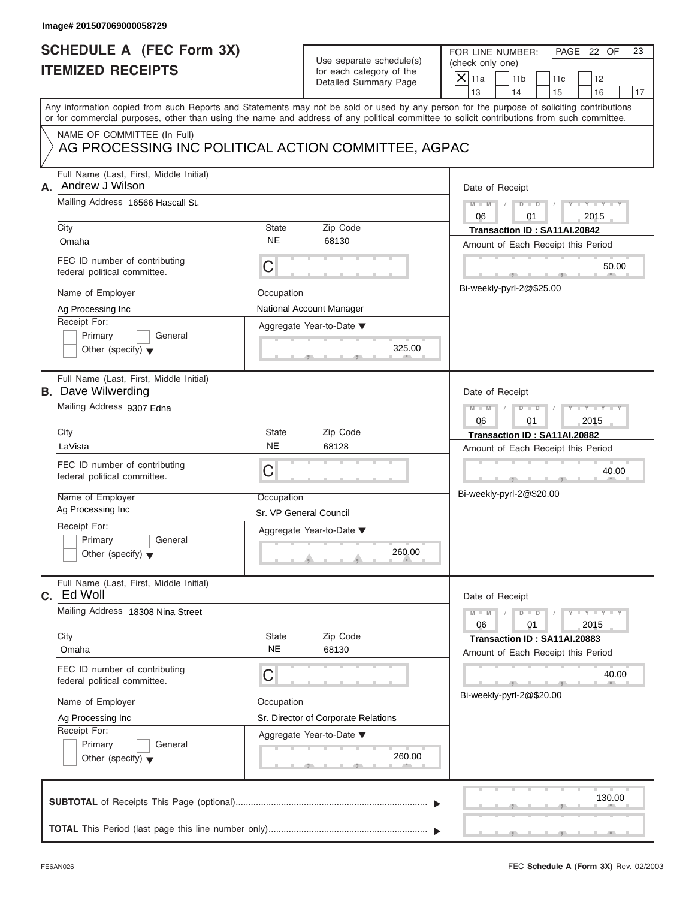Image# 201507069000058729

# SCHEDULE A (FEC Form 3X)
# ITEMIZED RECEIPTS

Use separate schedule(s) for each category of the Detailed Summary Page

FOR LINE NUMBER: (check only one)

- [X] 11a
- [ ] 11b
- [ ] 11c
- [ ] 12
- [ ] 13
- [ ] 14
- [ ] 15
- [ ] 16
- [ ] 17

PAGE 22 OF 23

Any information copied from such Reports and Statements may not be sold or used by any person for the purpose of soliciting contributions or for commercial purposes, other than using the name and address of any political committee to solicit contributions from such committee.

NAME OF COMMITTEE (In Full)
AG PROCESSING INC POLITICAL ACTION COMMITTEE, AGPAC

---

**A.** Full Name (Last, First, Middle Initial): Andrew J Wilson

Mailing Address: 16566 Hascall St.

City: Omaha | State: NE | Zip Code: 68130

FEC ID number of contributing federal political committee: C

Name of Employer: Ag Processing Inc

Occupation: National Account Manager

Receipt For: Primary / General / Other (specify)

Aggregate Year-to-Date: 325.00

Date of Receipt: 06 / 01 / 2015

Transaction ID : SA11AI.20842

Amount of Each Receipt this Period: 50.00

Bi-weekly-pyrl-2@$25.00

---

**B.** Full Name (Last, First, Middle Initial): Dave Wilwerding

Mailing Address: 9307 Edna

City: LaVista | State: NE | Zip Code: 68128

FEC ID number of contributing federal political committee: C

Name of Employer: Ag Processing Inc

Occupation: Sr. VP General Council

Receipt For: Primary / General / Other (specify)

Aggregate Year-to-Date: 260.00

Date of Receipt: 06 / 01 / 2015

Transaction ID : SA11AI.20882

Amount of Each Receipt this Period: 40.00

Bi-weekly-pyrl-2@$20.00

---

**C.** Full Name (Last, First, Middle Initial): Ed Woll

Mailing Address: 18308 Nina Street

City: Omaha | State: NE | Zip Code: 68130

FEC ID number of contributing federal political committee: C

Name of Employer: Ag Processing Inc

Occupation: Sr. Director of Corporate Relations

Receipt For: Primary / General / Other (specify)

Aggregate Year-to-Date: 260.00

Date of Receipt: 06 / 01 / 2015

Transaction ID : SA11AI.20883

Amount of Each Receipt this Period: 40.00

Bi-weekly-pyrl-2@$20.00

---

**SUBTOTAL** of Receipts This Page (optional): 130.00

**TOTAL** This Period (last page this line number only):

FE6AN026 — FEC **Schedule A** (Form 3X) Rev. 02/2003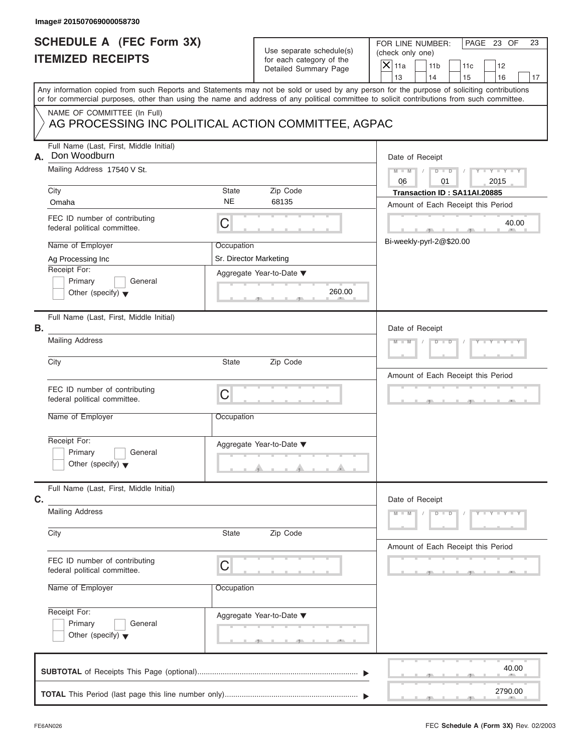Image# 201507069000058730

# SCHEDULE A (FEC Form 3X)
# ITEMIZED RECEIPTS

Use separate schedule(s) for each category of the Detailed Summary Page

FOR LINE NUMBER: (check only one)

PAGE 23 OF 23

[X] 11a [ ] 11b [ ] 11c [ ] 12 [ ] 13 [ ] 14 [ ] 15 [ ] 16 [ ] 17

Any information copied from such Reports and Statements may not be sold or used by any person for the purpose of soliciting contributions or for commercial purposes, other than using the name and address of any political committee to solicit contributions from such committee.

NAME OF COMMITTEE (In Full)

AG PROCESSING INC POLITICAL ACTION COMMITTEE, AGPAC

**A.** Full Name (Last, First, Middle Initial): Don Woodburn

Mailing Address: 17540 V St.

City: Omaha | State: NE | Zip Code: 68135

FEC ID number of contributing federal political committee: C

Name of Employer: Ag Processing Inc

Occupation: Sr. Director Marketing

Receipt For: [ ] Primary [ ] General [ ] Other (specify)

Aggregate Year-to-Date: 260.00

Date of Receipt: 06 / 01 / 2015

Transaction ID : SA11AI.20885

Amount of Each Receipt this Period: 40.00

Bi-weekly-pyrl-2@$20.00

**B.** Full Name (Last, First, Middle Initial):

Mailing Address:

City: | State: | Zip Code:

FEC ID number of contributing federal political committee: C

Name of Employer:

Occupation:

Receipt For: [ ] Primary [ ] General [ ] Other (specify)

Aggregate Year-to-Date:

Date of Receipt:

Amount of Each Receipt this Period:

**C.** Full Name (Last, First, Middle Initial):

Mailing Address:

City: | State: | Zip Code:

FEC ID number of contributing federal political committee: C

Name of Employer:

Occupation:

Receipt For: [ ] Primary [ ] General [ ] Other (specify)

Aggregate Year-to-Date:

Date of Receipt:

Amount of Each Receipt this Period:

**SUBTOTAL** of Receipts This Page (optional): 40.00

**TOTAL** This Period (last page this line number only): 2790.00

FE6AN026

FEC **Schedule A** (Form 3X) Rev. 02/2003